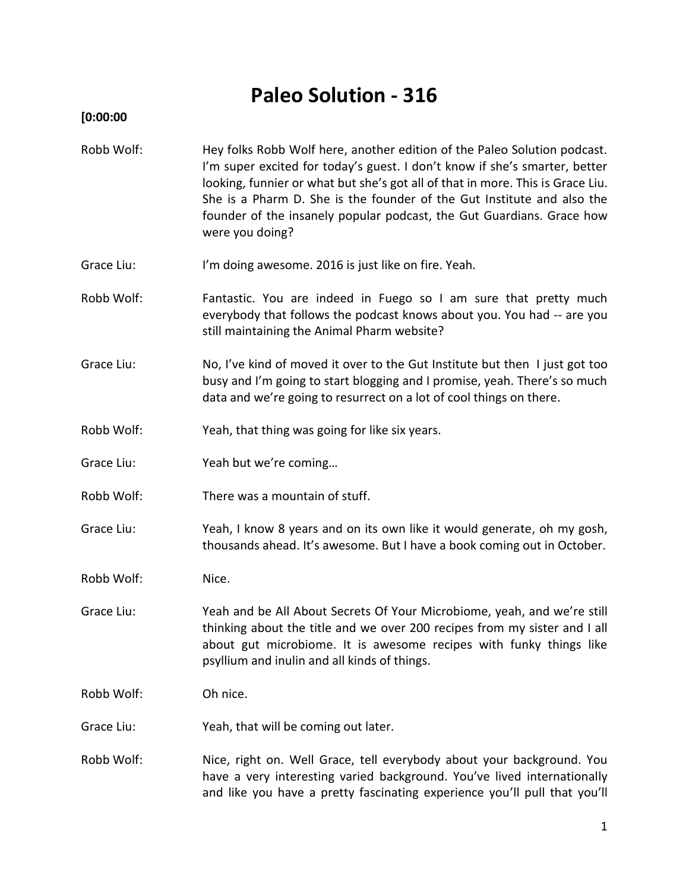# Paleo Solution - 316

**[0:00:00**

Robb Wolf: Hey folks Robb Wolf here, another edition of the Paleo Solution podcast. I'm super excited for today's guest. I don't know if she's smarter, better looking, funnier or what but she's got all of that in more. This is Grace Liu. She is a Pharm D. She is the founder of the Gut Institute and also the founder of the insanely popular podcast, the Gut Guardians. Grace how were you doing?

Grace Liu: I'm doing awesome. 2016 is just like on fire. Yeah.

Robb Wolf: Fantastic. You are indeed in Fuego so I am sure that pretty much everybody that follows the podcast knows about you. You had -- are you still maintaining the Animal Pharm website?

Grace Liu: No, I've kind of moved it over to the Gut Institute but then I just got too busy and I'm going to start blogging and I promise, yeah. There's so much data and we're going to resurrect on a lot of cool things on there.

Robb Wolf: Yeah, that thing was going for like six years.

Grace Liu: Yeah but we're coming…

Robb Wolf: There was a mountain of stuff.

Grace Liu: Yeah, I know 8 years and on its own like it would generate, oh my gosh, thousands ahead. It's awesome. But I have a book coming out in October.

Robb Wolf: Nice.

Grace Liu: Yeah and be All About Secrets Of Your Microbiome, yeah, and we're still thinking about the title and we over 200 recipes from my sister and I all about gut microbiome. It is awesome recipes with funky things like psyllium and inulin and all kinds of things.

Robb Wolf: Oh nice.

Grace Liu: Yeah, that will be coming out later.

Robb Wolf: Nice, right on. Well Grace, tell everybody about your background. You have a very interesting varied background. You've lived internationally and like you have a pretty fascinating experience you'll pull that you'll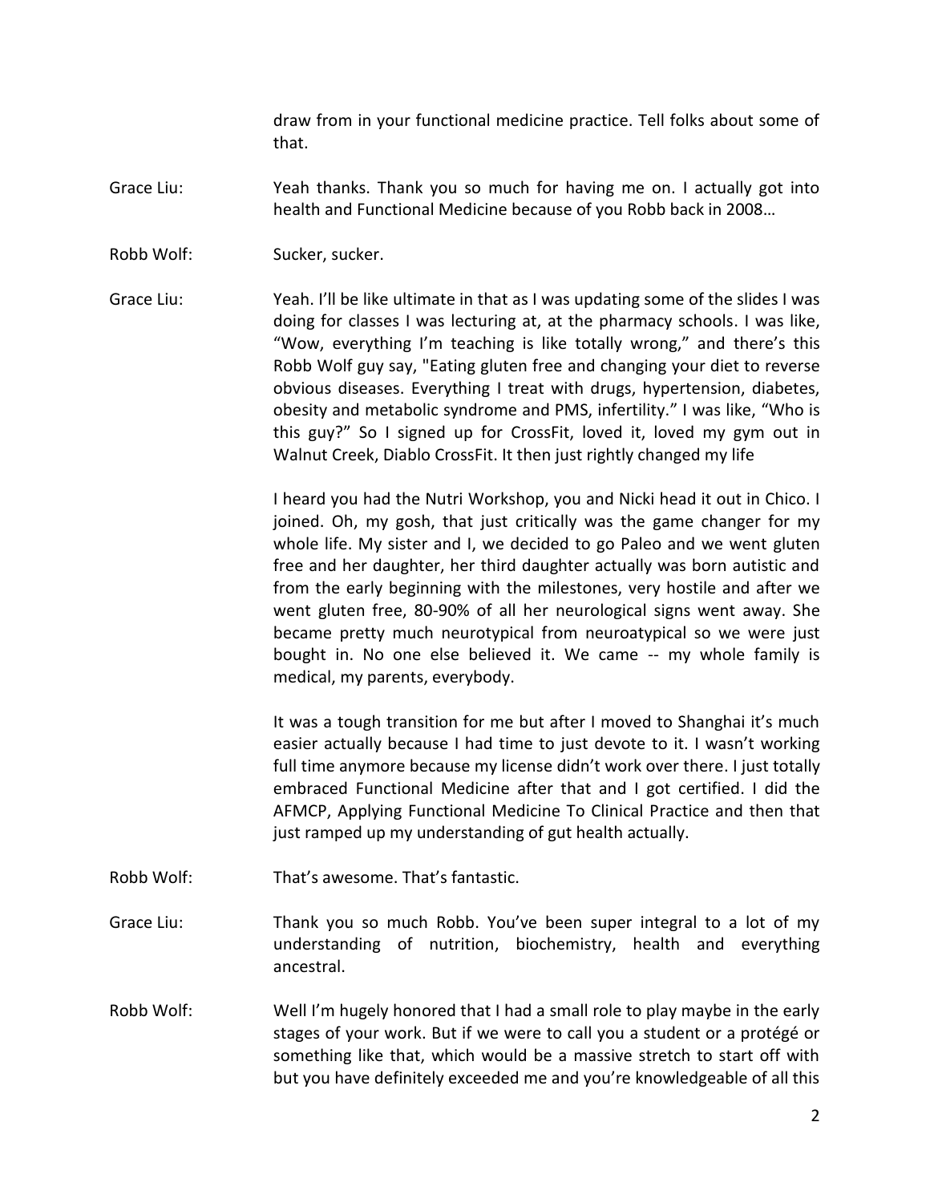draw from in your functional medicine practice. Tell folks about some of that.

Grace Liu: Yeah thanks. Thank you so much for having me on. I actually got into health and Functional Medicine because of you Robb back in 2008…

Robb Wolf: Sucker, sucker.

Grace Liu: Yeah. I'll be like ultimate in that as I was updating some of the slides I was doing for classes I was lecturing at, at the pharmacy schools. I was like, "Wow, everything I'm teaching is like totally wrong," and there's this Robb Wolf guy say, "Eating gluten free and changing your diet to reverse obvious diseases. Everything I treat with drugs, hypertension, diabetes, obesity and metabolic syndrome and PMS, infertility." I was like, "Who is this guy?" So I signed up for CrossFit, loved it, loved my gym out in Walnut Creek, Diablo CrossFit. It then just rightly changed my life

I heard you had the Nutri Workshop, you and Nicki head it out in Chico. I joined. Oh, my gosh, that just critically was the game changer for my whole life. My sister and I, we decided to go Paleo and we went gluten free and her daughter, her third daughter actually was born autistic and from the early beginning with the milestones, very hostile and after we went gluten free, 80-90% of all her neurological signs went away. She became pretty much neurotypical from neuroatypical so we were just bought in. No one else believed it. We came -- my whole family is medical, my parents, everybody.

It was a tough transition for me but after I moved to Shanghai it's much easier actually because I had time to just devote to it. I wasn't working full time anymore because my license didn't work over there. I just totally embraced Functional Medicine after that and I got certified. I did the AFMCP, Applying Functional Medicine To Clinical Practice and then that just ramped up my understanding of gut health actually.

Robb Wolf: That's awesome. That's fantastic.

Grace Liu: Thank you so much Robb. You've been super integral to a lot of my understanding of nutrition, biochemistry, health and everything ancestral.

Robb Wolf: Well I'm hugely honored that I had a small role to play maybe in the early stages of your work. But if we were to call you a student or a protégé or something like that, which would be a massive stretch to start off with but you have definitely exceeded me and you're knowledgeable of all this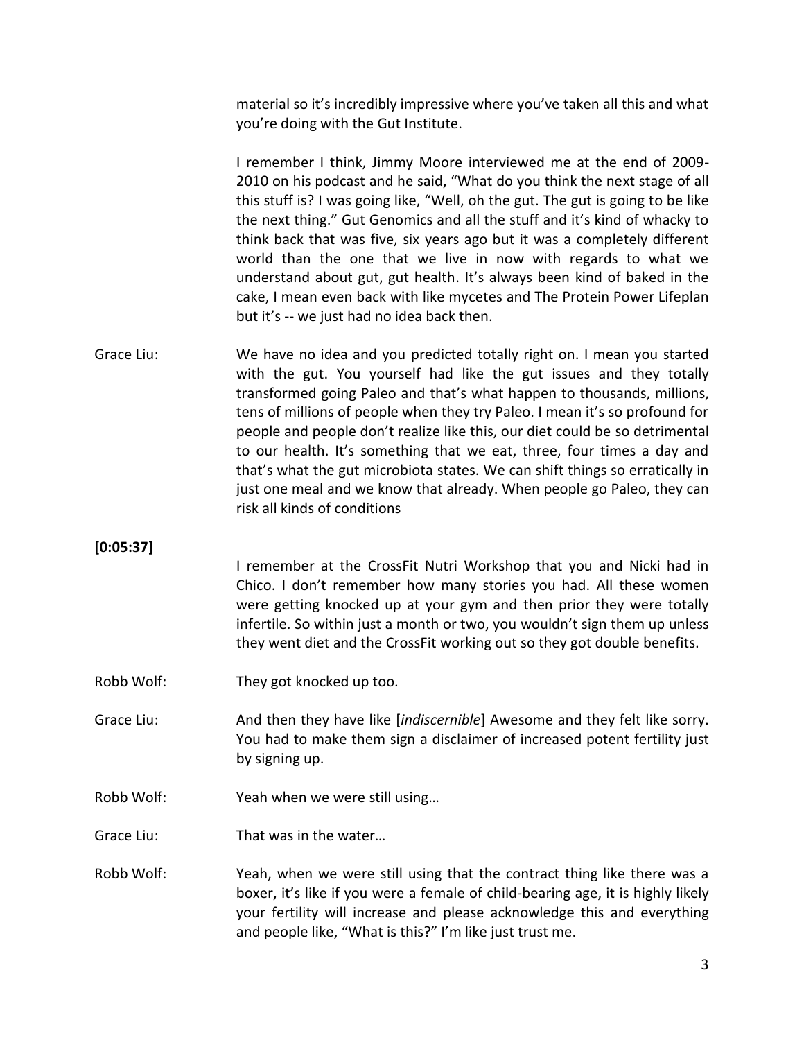material so it's incredibly impressive where you've taken all this and what you're doing with the Gut Institute.

I remember I think, Jimmy Moore interviewed me at the end of 2009-2010 on his podcast and he said, "What do you think the next stage of all this stuff is? I was going like, "Well, oh the gut. The gut is going to be like the next thing." Gut Genomics and all the stuff and it's kind of whacky to think back that was five, six years ago but it was a completely different world than the one that we live in now with regards to what we understand about gut, gut health. It's always been kind of baked in the cake, I mean even back with like mycetes and The Protein Power Lifeplan but it's -- we just had no idea back then.

**Grace Liu:** We have no idea and you predicted totally right on. I mean you started with the gut. You yourself had like the gut issues and they totally transformed going Paleo and that's what happen to thousands, millions, tens of millions of people when they try Paleo. I mean it's so profound for people and people don't realize like this, our diet could be so detrimental to our health. It's something that we eat, three, four times a day and that's what the gut microbiota states. We can shift things so erratically in just one meal and we know that already. When people go Paleo, they can risk all kinds of conditions

**[0:05:37]**

I remember at the CrossFit Nutri Workshop that you and Nicki had in Chico. I don't remember how many stories you had. All these women were getting knocked up at your gym and then prior they were totally infertile. So within just a month or two, you wouldn't sign them up unless they went diet and the CrossFit working out so they got double benefits.

**Robb Wolf:** They got knocked up too.

**Grace Liu:** And then they have like [*indiscernible*] Awesome and they felt like sorry. You had to make them sign a disclaimer of increased potent fertility just by signing up.

**Robb Wolf:** Yeah when we were still using…

**Grace Liu:** That was in the water…

**Robb Wolf:** Yeah, when we were still using that the contract thing like there was a boxer, it's like if you were a female of child-bearing age, it is highly likely your fertility will increase and please acknowledge this and everything and people like, "What is this?" I'm like just trust me.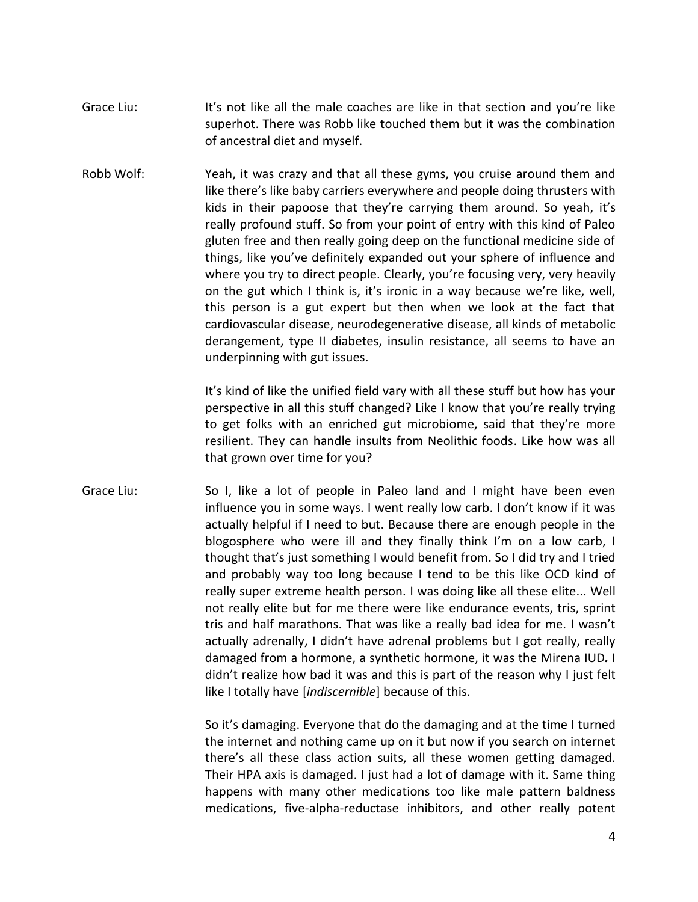Grace Liu: It's not like all the male coaches are like in that section and you're like superhot. There was Robb like touched them but it was the combination of ancestral diet and myself.

Robb Wolf: Yeah, it was crazy and that all these gyms, you cruise around them and like there's like baby carriers everywhere and people doing thrusters with kids in their papoose that they're carrying them around. So yeah, it's really profound stuff. So from your point of entry with this kind of Paleo gluten free and then really going deep on the functional medicine side of things, like you've definitely expanded out your sphere of influence and where you try to direct people. Clearly, you're focusing very, very heavily on the gut which I think is, it's ironic in a way because we're like, well, this person is a gut expert but then when we look at the fact that cardiovascular disease, neurodegenerative disease, all kinds of metabolic derangement, type II diabetes, insulin resistance, all seems to have an underpinning with gut issues.

It's kind of like the unified field vary with all these stuff but how has your perspective in all this stuff changed? Like I know that you're really trying to get folks with an enriched gut microbiome, said that they're more resilient. They can handle insults from Neolithic foods. Like how was all that grown over time for you?

Grace Liu: So I, like a lot of people in Paleo land and I might have been even influence you in some ways. I went really low carb. I don't know if it was actually helpful if I need to but. Because there are enough people in the blogosphere who were ill and they finally think I'm on a low carb, I thought that's just something I would benefit from. So I did try and I tried and probably way too long because I tend to be this like OCD kind of really super extreme health person. I was doing like all these elite... Well not really elite but for me there were like endurance events, tris, sprint tris and half marathons. That was like a really bad idea for me. I wasn't actually adrenally, I didn't have adrenal problems but I got really, really damaged from a hormone, a synthetic hormone, it was the Mirena IUD**.** I didn't realize how bad it was and this is part of the reason why I just felt like I totally have [*indiscernible*] because of this.

So it's damaging. Everyone that do the damaging and at the time I turned the internet and nothing came up on it but now if you search on internet there's all these class action suits, all these women getting damaged. Their HPA axis is damaged. I just had a lot of damage with it. Same thing happens with many other medications too like male pattern baldness medications, five-alpha-reductase inhibitors, and other really potent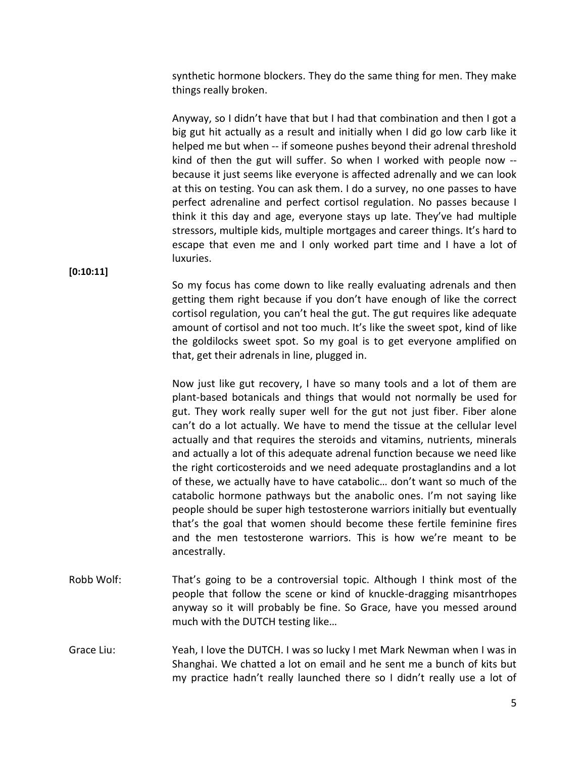synthetic hormone blockers. They do the same thing for men. They make things really broken.

Anyway, so I didn't have that but I had that combination and then I got a big gut hit actually as a result and initially when I did go low carb like it helped me but when -- if someone pushes beyond their adrenal threshold kind of then the gut will suffer. So when I worked with people now -- because it just seems like everyone is affected adrenally and we can look at this on testing. You can ask them. I do a survey, no one passes to have perfect adrenaline and perfect cortisol regulation. No passes because I think it this day and age, everyone stays up late. They've had multiple stressors, multiple kids, multiple mortgages and career things. It's hard to escape that even me and I only worked part time and I have a lot of luxuries.

**[0:10:11]**

So my focus has come down to like really evaluating adrenals and then getting them right because if you don't have enough of like the correct cortisol regulation, you can't heal the gut. The gut requires like adequate amount of cortisol and not too much. It's like the sweet spot, kind of like the goldilocks sweet spot. So my goal is to get everyone amplified on that, get their adrenals in line, plugged in.

Now just like gut recovery, I have so many tools and a lot of them are plant-based botanicals and things that would not normally be used for gut. They work really super well for the gut not just fiber. Fiber alone can't do a lot actually. We have to mend the tissue at the cellular level actually and that requires the steroids and vitamins, nutrients, minerals and actually a lot of this adequate adrenal function because we need like the right corticosteroids and we need adequate prostaglandins and a lot of these, we actually have to have catabolic… don't want so much of the catabolic hormone pathways but the anabolic ones. I'm not saying like people should be super high testosterone warriors initially but eventually that's the goal that women should become these fertile feminine fires and the men testosterone warriors. This is how we're meant to be ancestrally.

Robb Wolf: That's going to be a controversial topic. Although I think most of the people that follow the scene or kind of knuckle-dragging misantrhopes anyway so it will probably be fine. So Grace, have you messed around much with the DUTCH testing like…

Grace Liu: Yeah, I love the DUTCH. I was so lucky I met Mark Newman when I was in Shanghai. We chatted a lot on email and he sent me a bunch of kits but my practice hadn't really launched there so I didn't really use a lot of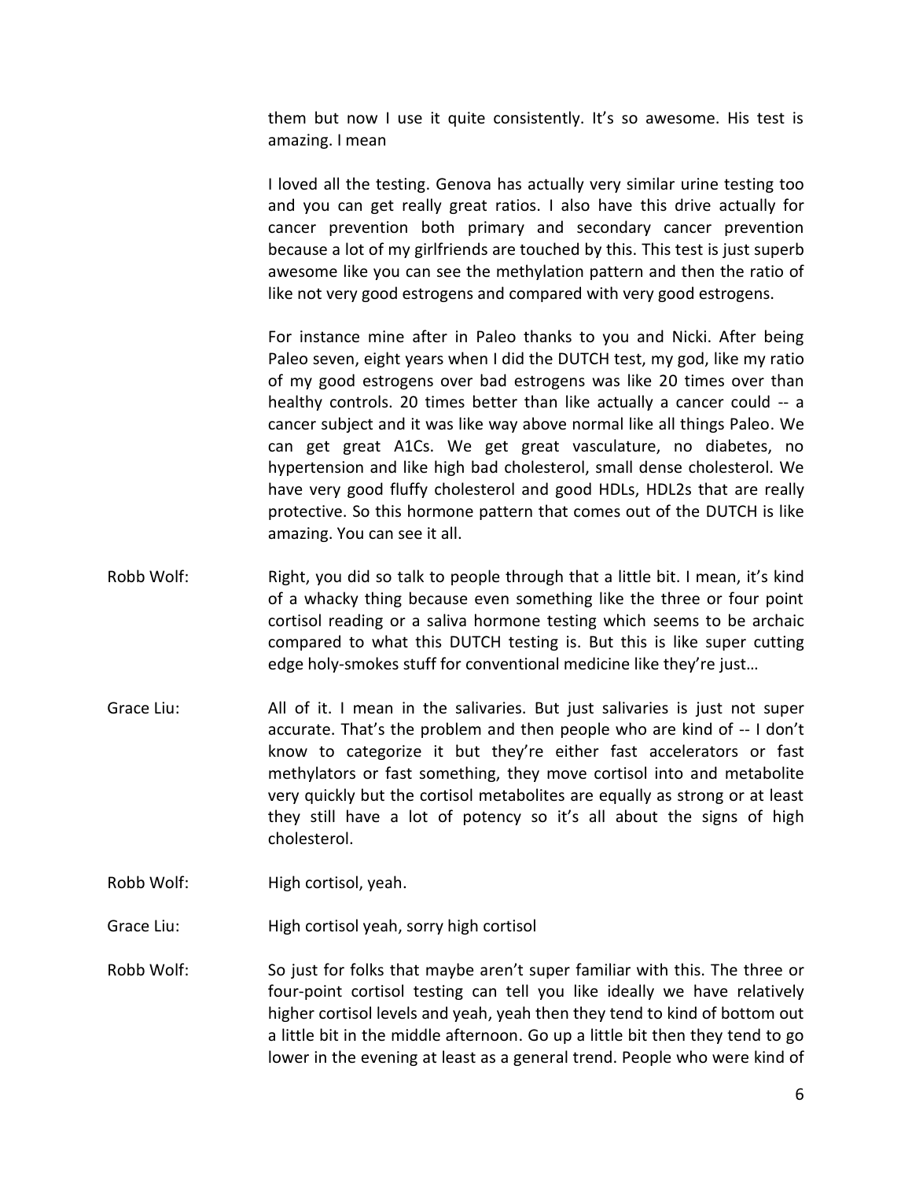them but now I use it quite consistently. It's so awesome. His test is amazing. I mean

I loved all the testing. Genova has actually very similar urine testing too and you can get really great ratios. I also have this drive actually for cancer prevention both primary and secondary cancer prevention because a lot of my girlfriends are touched by this. This test is just superb awesome like you can see the methylation pattern and then the ratio of like not very good estrogens and compared with very good estrogens.

For instance mine after in Paleo thanks to you and Nicki. After being Paleo seven, eight years when I did the DUTCH test, my god, like my ratio of my good estrogens over bad estrogens was like 20 times over than healthy controls. 20 times better than like actually a cancer could -- a cancer subject and it was like way above normal like all things Paleo. We can get great A1Cs. We get great vasculature, no diabetes, no hypertension and like high bad cholesterol, small dense cholesterol. We have very good fluffy cholesterol and good HDLs, HDL2s that are really protective. So this hormone pattern that comes out of the DUTCH is like amazing. You can see it all.

Robb Wolf: Right, you did so talk to people through that a little bit. I mean, it's kind of a whacky thing because even something like the three or four point cortisol reading or a saliva hormone testing which seems to be archaic compared to what this DUTCH testing is. But this is like super cutting edge holy-smokes stuff for conventional medicine like they're just…

Grace Liu: All of it. I mean in the salivaries. But just salivaries is just not super accurate. That's the problem and then people who are kind of -- I don't know to categorize it but they're either fast accelerators or fast methylators or fast something, they move cortisol into and metabolite very quickly but the cortisol metabolites are equally as strong or at least they still have a lot of potency so it's all about the signs of high cholesterol.

Robb Wolf: High cortisol, yeah.

Grace Liu: High cortisol yeah, sorry high cortisol

Robb Wolf: So just for folks that maybe aren't super familiar with this. The three or four-point cortisol testing can tell you like ideally we have relatively higher cortisol levels and yeah, yeah then they tend to kind of bottom out a little bit in the middle afternoon. Go up a little bit then they tend to go lower in the evening at least as a general trend. People who were kind of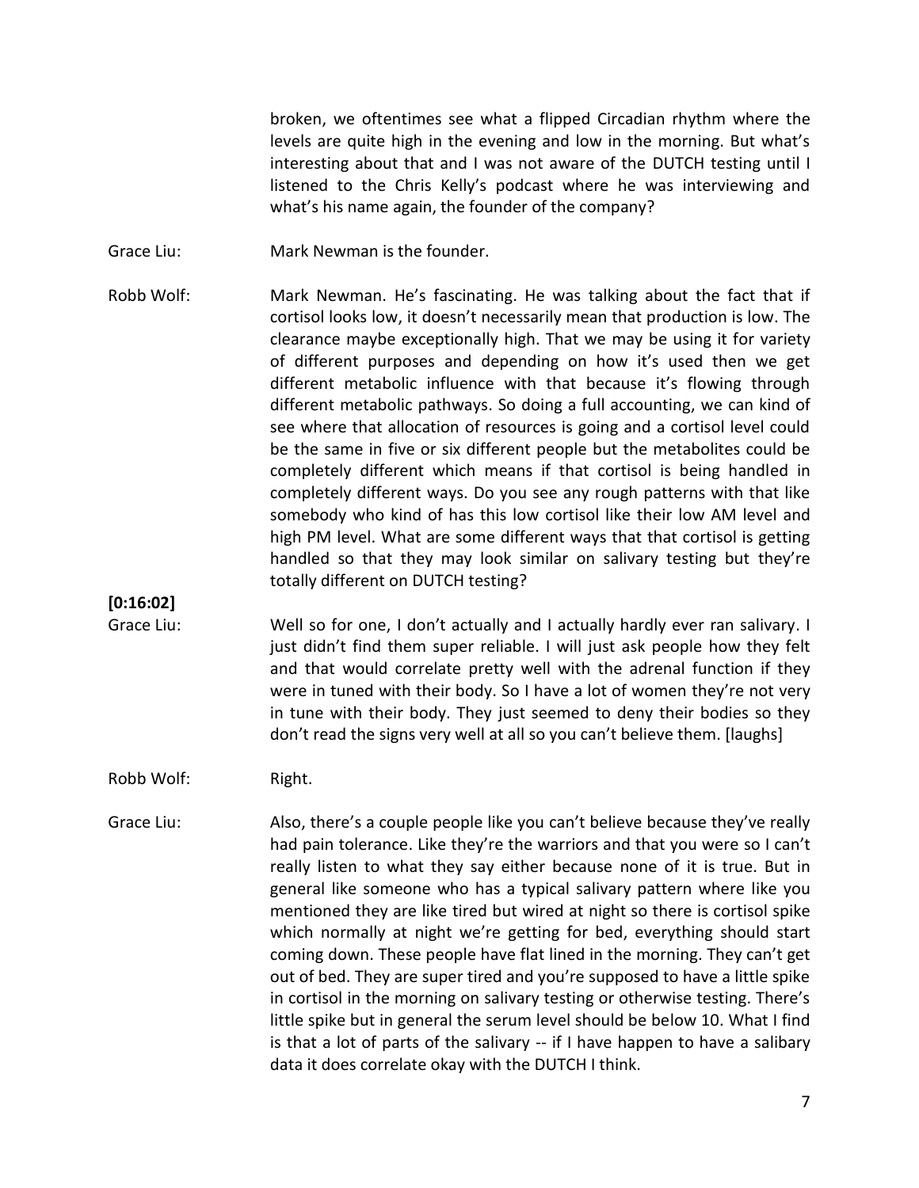broken, we oftentimes see what a flipped Circadian rhythm where the levels are quite high in the evening and low in the morning. But what's interesting about that and I was not aware of the DUTCH testing until I listened to the Chris Kelly's podcast where he was interviewing and what's his name again, the founder of the company?

Grace Liu: Mark Newman is the founder.

Robb Wolf: Mark Newman. He's fascinating. He was talking about the fact that if cortisol looks low, it doesn't necessarily mean that production is low. The clearance maybe exceptionally high. That we may be using it for variety of different purposes and depending on how it's used then we get different metabolic influence with that because it's flowing through different metabolic pathways. So doing a full accounting, we can kind of see where that allocation of resources is going and a cortisol level could be the same in five or six different people but the metabolites could be completely different which means if that cortisol is being handled in completely different ways. Do you see any rough patterns with that like somebody who kind of has this low cortisol like their low AM level and high PM level. What are some different ways that that cortisol is getting handled so that they may look similar on salivary testing but they're totally different on DUTCH testing?

**[0:16:02]**

Grace Liu: Well so for one, I don't actually and I actually hardly ever ran salivary. I just didn't find them super reliable. I will just ask people how they felt and that would correlate pretty well with the adrenal function if they were in tuned with their body. So I have a lot of women they're not very in tune with their body. They just seemed to deny their bodies so they don't read the signs very well at all so you can't believe them. [laughs]

Robb Wolf: Right.

Grace Liu: Also, there's a couple people like you can't believe because they've really had pain tolerance. Like they're the warriors and that you were so I can't really listen to what they say either because none of it is true. But in general like someone who has a typical salivary pattern where like you mentioned they are like tired but wired at night so there is cortisol spike which normally at night we're getting for bed, everything should start coming down. These people have flat lined in the morning. They can't get out of bed. They are super tired and you're supposed to have a little spike in cortisol in the morning on salivary testing or otherwise testing. There's little spike but in general the serum level should be below 10. What I find is that a lot of parts of the salivary -- if I have happen to have a salibary data it does correlate okay with the DUTCH I think.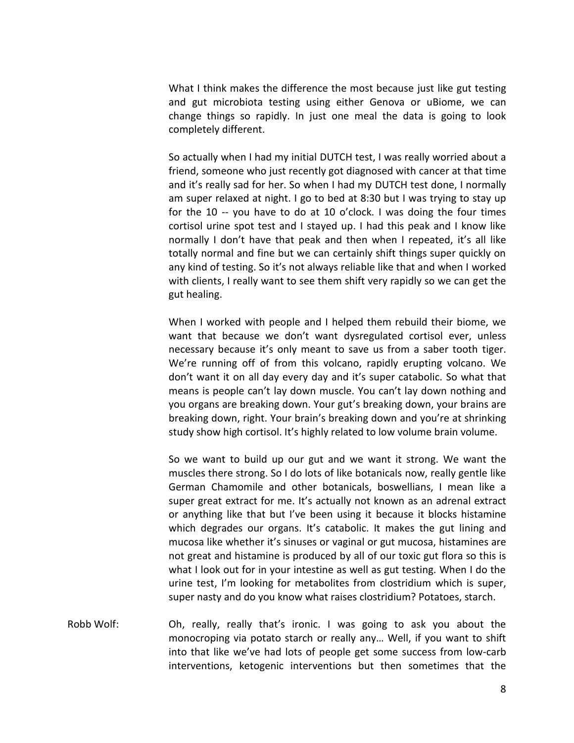What I think makes the difference the most because just like gut testing and gut microbiota testing using either Genova or uBiome, we can change things so rapidly. In just one meal the data is going to look completely different.

So actually when I had my initial DUTCH test, I was really worried about a friend, someone who just recently got diagnosed with cancer at that time and it's really sad for her. So when I had my DUTCH test done, I normally am super relaxed at night. I go to bed at 8:30 but I was trying to stay up for the 10 -- you have to do at 10 o'clock. I was doing the four times cortisol urine spot test and I stayed up. I had this peak and I know like normally I don't have that peak and then when I repeated, it's all like totally normal and fine but we can certainly shift things super quickly on any kind of testing. So it's not always reliable like that and when I worked with clients, I really want to see them shift very rapidly so we can get the gut healing.

When I worked with people and I helped them rebuild their biome, we want that because we don't want dysregulated cortisol ever, unless necessary because it's only meant to save us from a saber tooth tiger. We're running off of from this volcano, rapidly erupting volcano. We don't want it on all day every day and it's super catabolic. So what that means is people can't lay down muscle. You can't lay down nothing and you organs are breaking down. Your gut's breaking down, your brains are breaking down, right. Your brain's breaking down and you're at shrinking study show high cortisol. It's highly related to low volume brain volume.

So we want to build up our gut and we want it strong. We want the muscles there strong. So I do lots of like botanicals now, really gentle like German Chamomile and other botanicals, boswellians, I mean like a super great extract for me. It's actually not known as an adrenal extract or anything like that but I've been using it because it blocks histamine which degrades our organs. It's catabolic. It makes the gut lining and mucosa like whether it's sinuses or vaginal or gut mucosa, histamines are not great and histamine is produced by all of our toxic gut flora so this is what I look out for in your intestine as well as gut testing. When I do the urine test, I'm looking for metabolites from clostridium which is super, super nasty and do you know what raises clostridium? Potatoes, starch.

Robb Wolf: Oh, really, really that's ironic. I was going to ask you about the monocroping via potato starch or really any… Well, if you want to shift into that like we've had lots of people get some success from low-carb interventions, ketogenic interventions but then sometimes that the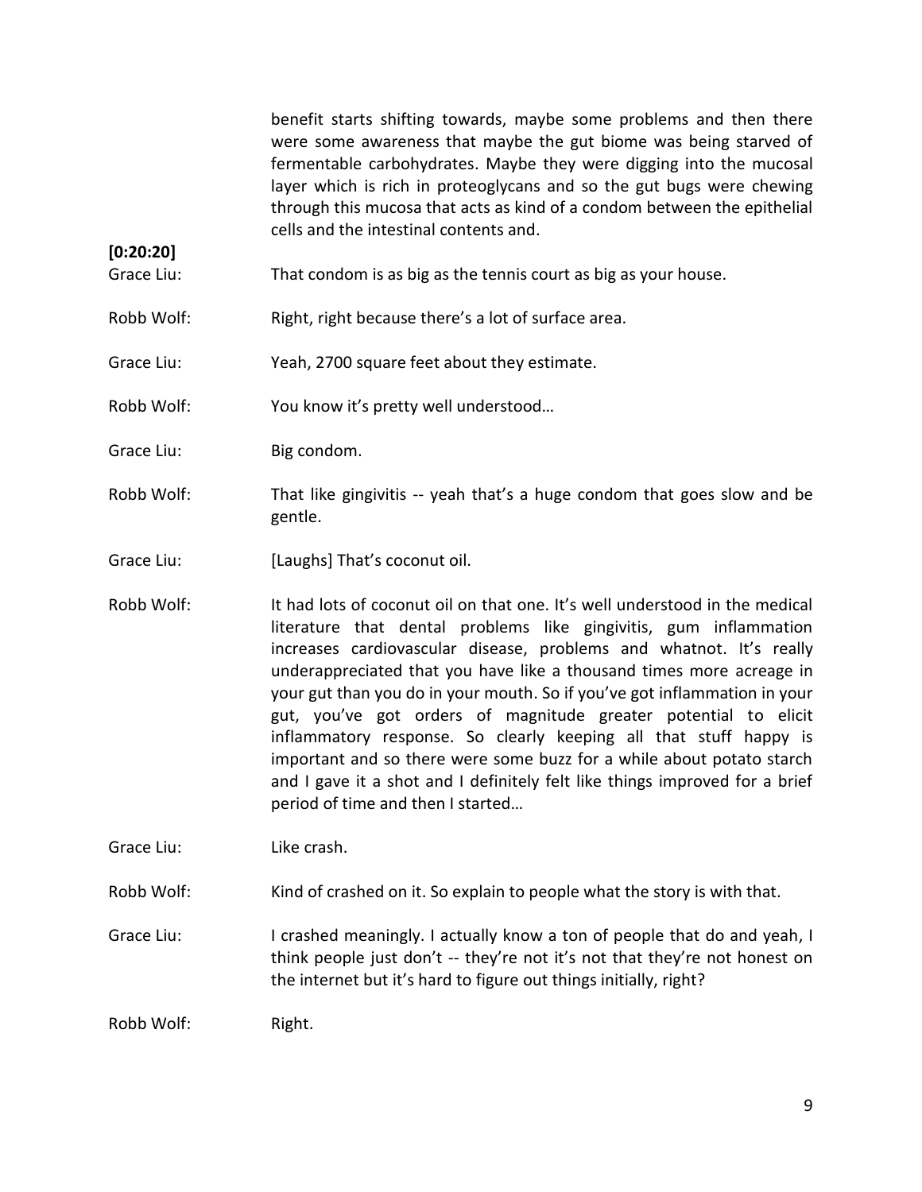benefit starts shifting towards, maybe some problems and then there were some awareness that maybe the gut biome was being starved of fermentable carbohydrates. Maybe they were digging into the mucosal layer which is rich in proteoglycans and so the gut bugs were chewing through this mucosa that acts as kind of a condom between the epithelial cells and the intestinal contents and.

**[0:20:20]**

Grace Liu: That condom is as big as the tennis court as big as your house.

Robb Wolf: Right, right because there's a lot of surface area.

Grace Liu: Yeah, 2700 square feet about they estimate.

Robb Wolf: You know it's pretty well understood…

Grace Liu: Big condom.

Robb Wolf: That like gingivitis -- yeah that's a huge condom that goes slow and be gentle.

Grace Liu: [Laughs] That's coconut oil.

Robb Wolf: It had lots of coconut oil on that one. It's well understood in the medical literature that dental problems like gingivitis, gum inflammation increases cardiovascular disease, problems and whatnot. It's really underappreciated that you have like a thousand times more acreage in your gut than you do in your mouth. So if you've got inflammation in your gut, you've got orders of magnitude greater potential to elicit inflammatory response. So clearly keeping all that stuff happy is important and so there were some buzz for a while about potato starch and I gave it a shot and I definitely felt like things improved for a brief period of time and then I started…

Grace Liu: Like crash.

Robb Wolf: Kind of crashed on it. So explain to people what the story is with that.

Grace Liu: I crashed meaningly. I actually know a ton of people that do and yeah, I think people just don't -- they're not it's not that they're not honest on the internet but it's hard to figure out things initially, right?

Robb Wolf: Right.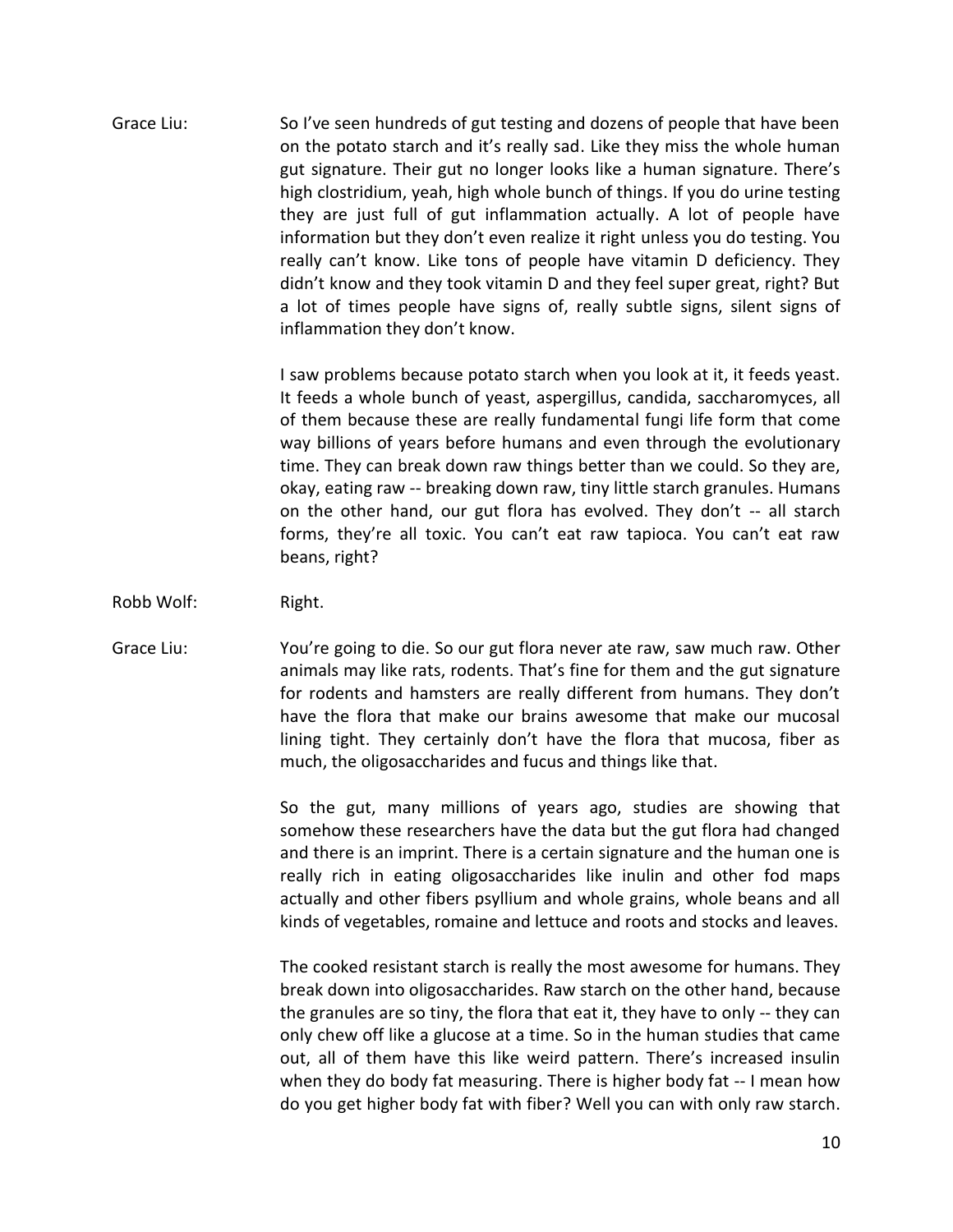**Grace Liu:** So I've seen hundreds of gut testing and dozens of people that have been on the potato starch and it's really sad. Like they miss the whole human gut signature. Their gut no longer looks like a human signature. There's high clostridium, yeah, high whole bunch of things. If you do urine testing they are just full of gut inflammation actually. A lot of people have information but they don't even realize it right unless you do testing. You really can't know. Like tons of people have vitamin D deficiency. They didn't know and they took vitamin D and they feel super great, right? But a lot of times people have signs of, really subtle signs, silent signs of inflammation they don't know.

I saw problems because potato starch when you look at it, it feeds yeast. It feeds a whole bunch of yeast, aspergillus, candida, saccharomyces, all of them because these are really fundamental fungi life form that come way billions of years before humans and even through the evolutionary time. They can break down raw things better than we could. So they are, okay, eating raw -- breaking down raw, tiny little starch granules. Humans on the other hand, our gut flora has evolved. They don't -- all starch forms, they're all toxic. You can't eat raw tapioca. You can't eat raw beans, right?

**Robb Wolf:** Right.

**Grace Liu:** You're going to die. So our gut flora never ate raw, saw much raw. Other animals may like rats, rodents. That's fine for them and the gut signature for rodents and hamsters are really different from humans. They don't have the flora that make our brains awesome that make our mucosal lining tight. They certainly don't have the flora that mucosa, fiber as much, the oligosaccharides and fucus and things like that.

So the gut, many millions of years ago, studies are showing that somehow these researchers have the data but the gut flora had changed and there is an imprint. There is a certain signature and the human one is really rich in eating oligosaccharides like inulin and other fod maps actually and other fibers psyllium and whole grains, whole beans and all kinds of vegetables, romaine and lettuce and roots and stocks and leaves.

The cooked resistant starch is really the most awesome for humans. They break down into oligosaccharides. Raw starch on the other hand, because the granules are so tiny, the flora that eat it, they have to only -- they can only chew off like a glucose at a time. So in the human studies that came out, all of them have this like weird pattern. There's increased insulin when they do body fat measuring. There is higher body fat -- I mean how do you get higher body fat with fiber? Well you can with only raw starch.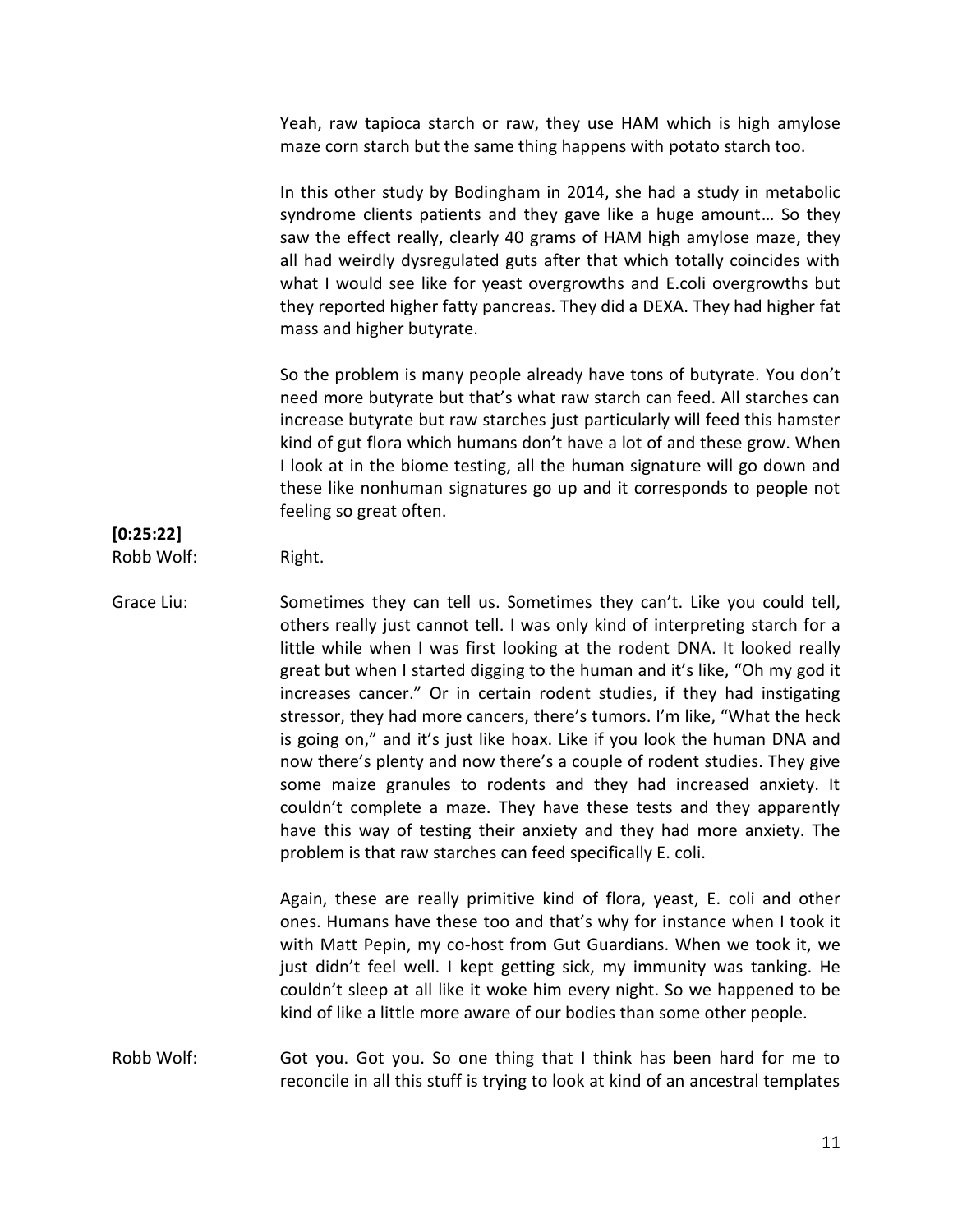Yeah, raw tapioca starch or raw, they use HAM which is high amylose maze corn starch but the same thing happens with potato starch too.

In this other study by Bodingham in 2014, she had a study in metabolic syndrome clients patients and they gave like a huge amount… So they saw the effect really, clearly 40 grams of HAM high amylose maze, they all had weirdly dysregulated guts after that which totally coincides with what I would see like for yeast overgrowths and E.coli overgrowths but they reported higher fatty pancreas. They did a DEXA. They had higher fat mass and higher butyrate.

So the problem is many people already have tons of butyrate. You don't need more butyrate but that's what raw starch can feed. All starches can increase butyrate but raw starches just particularly will feed this hamster kind of gut flora which humans don't have a lot of and these grow. When I look at in the biome testing, all the human signature will go down and these like nonhuman signatures go up and it corresponds to people not feeling so great often.

**[0:25:22]**

Robb Wolf: Right.

Grace Liu: Sometimes they can tell us. Sometimes they can't. Like you could tell, others really just cannot tell. I was only kind of interpreting starch for a little while when I was first looking at the rodent DNA. It looked really great but when I started digging to the human and it's like, "Oh my god it increases cancer." Or in certain rodent studies, if they had instigating stressor, they had more cancers, there's tumors. I'm like, "What the heck is going on," and it's just like hoax. Like if you look the human DNA and now there's plenty and now there's a couple of rodent studies. They give some maize granules to rodents and they had increased anxiety. It couldn't complete a maze. They have these tests and they apparently have this way of testing their anxiety and they had more anxiety. The problem is that raw starches can feed specifically E. coli.

Again, these are really primitive kind of flora, yeast, E. coli and other ones. Humans have these too and that's why for instance when I took it with Matt Pepin, my co-host from Gut Guardians. When we took it, we just didn't feel well. I kept getting sick, my immunity was tanking. He couldn't sleep at all like it woke him every night. So we happened to be kind of like a little more aware of our bodies than some other people.

Robb Wolf: Got you. Got you. So one thing that I think has been hard for me to reconcile in all this stuff is trying to look at kind of an ancestral templates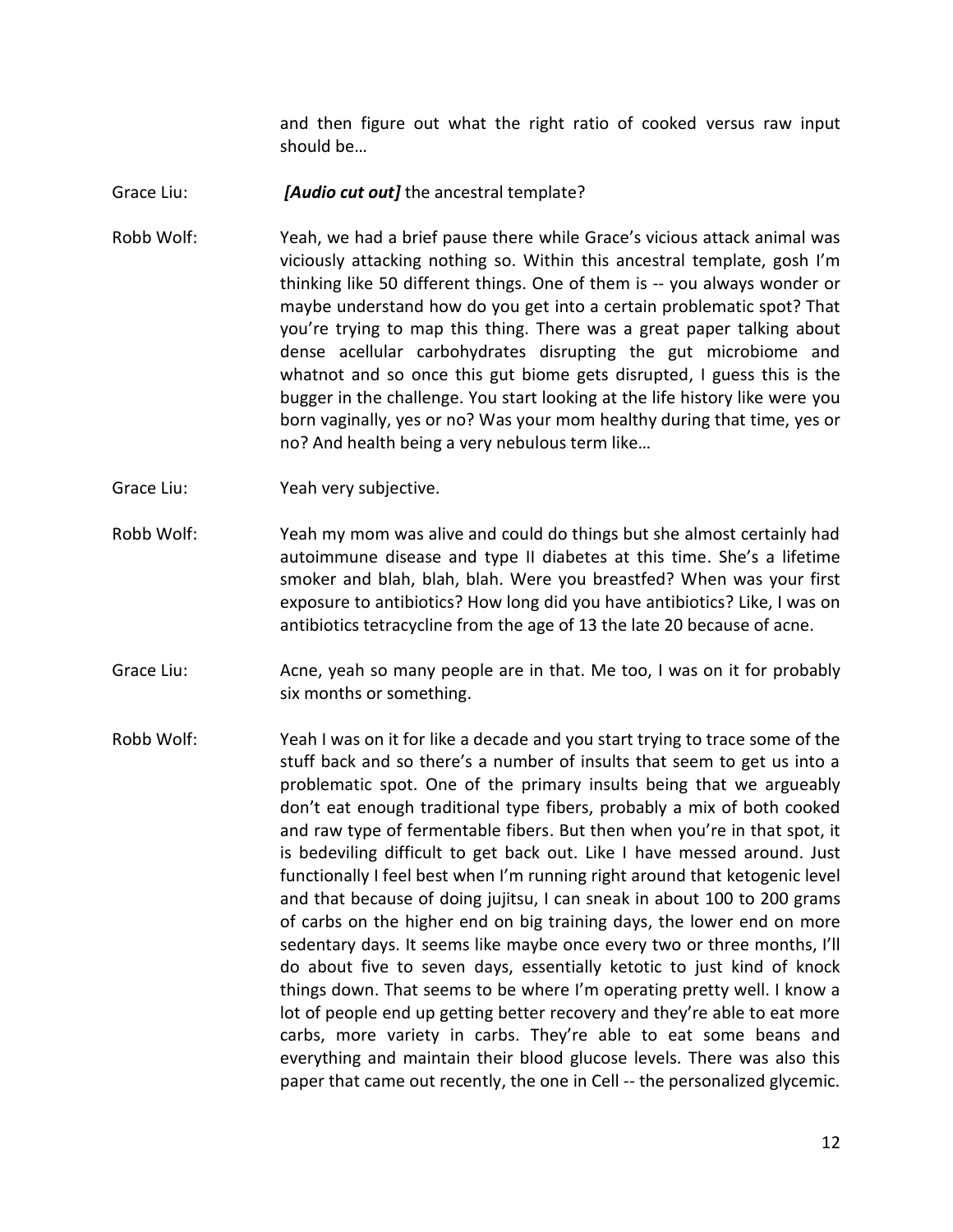and then figure out what the right ratio of cooked versus raw input should be…

Grace Liu: ***[Audio cut out]*** the ancestral template?

Robb Wolf: Yeah, we had a brief pause there while Grace's vicious attack animal was viciously attacking nothing so. Within this ancestral template, gosh I'm thinking like 50 different things. One of them is -- you always wonder or maybe understand how do you get into a certain problematic spot? That you're trying to map this thing. There was a great paper talking about dense acellular carbohydrates disrupting the gut microbiome and whatnot and so once this gut biome gets disrupted, I guess this is the bugger in the challenge. You start looking at the life history like were you born vaginally, yes or no? Was your mom healthy during that time, yes or no? And health being a very nebulous term like…

Grace Liu: Yeah very subjective.

Robb Wolf: Yeah my mom was alive and could do things but she almost certainly had autoimmune disease and type II diabetes at this time. She's a lifetime smoker and blah, blah, blah. Were you breastfed? When was your first exposure to antibiotics? How long did you have antibiotics? Like, I was on antibiotics tetracycline from the age of 13 the late 20 because of acne.

Grace Liu: Acne, yeah so many people are in that. Me too, I was on it for probably six months or something.

Robb Wolf: Yeah I was on it for like a decade and you start trying to trace some of the stuff back and so there's a number of insults that seem to get us into a problematic spot. One of the primary insults being that we argueably don't eat enough traditional type fibers, probably a mix of both cooked and raw type of fermentable fibers. But then when you're in that spot, it is bedeviling difficult to get back out. Like I have messed around. Just functionally I feel best when I'm running right around that ketogenic level and that because of doing jujitsu, I can sneak in about 100 to 200 grams of carbs on the higher end on big training days, the lower end on more sedentary days. It seems like maybe once every two or three months, I'll do about five to seven days, essentially ketotic to just kind of knock things down. That seems to be where I'm operating pretty well. I know a lot of people end up getting better recovery and they're able to eat more carbs, more variety in carbs. They're able to eat some beans and everything and maintain their blood glucose levels. There was also this paper that came out recently, the one in Cell -- the personalized glycemic.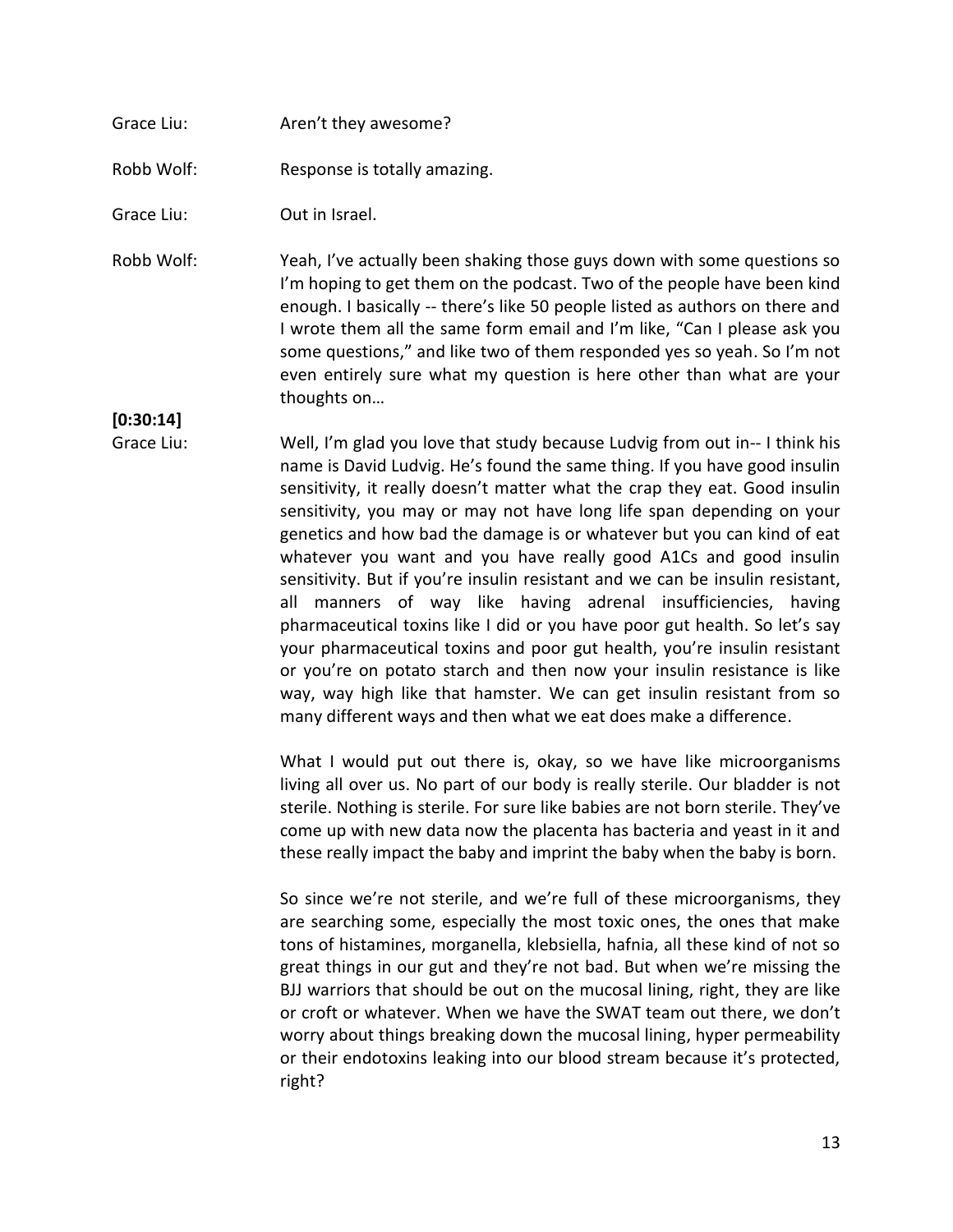Grace Liu: Aren't they awesome?

Robb Wolf: Response is totally amazing.

Grace Liu: Out in Israel.

Robb Wolf: Yeah, I've actually been shaking those guys down with some questions so I'm hoping to get them on the podcast. Two of the people have been kind enough. I basically -- there's like 50 people listed as authors on there and I wrote them all the same form email and I'm like, "Can I please ask you some questions," and like two of them responded yes so yeah. So I'm not even entirely sure what my question is here other than what are your thoughts on…

**[0:30:14]**

Grace Liu: Well, I'm glad you love that study because Ludvig from out in-- I think his name is David Ludvig. He's found the same thing. If you have good insulin sensitivity, it really doesn't matter what the crap they eat. Good insulin sensitivity, you may or may not have long life span depending on your genetics and how bad the damage is or whatever but you can kind of eat whatever you want and you have really good A1Cs and good insulin sensitivity. But if you're insulin resistant and we can be insulin resistant, all manners of way like having adrenal insufficiencies, having pharmaceutical toxins like I did or you have poor gut health. So let's say your pharmaceutical toxins and poor gut health, you're insulin resistant or you're on potato starch and then now your insulin resistance is like way, way high like that hamster. We can get insulin resistant from so many different ways and then what we eat does make a difference.

What I would put out there is, okay, so we have like microorganisms living all over us. No part of our body is really sterile. Our bladder is not sterile. Nothing is sterile. For sure like babies are not born sterile. They've come up with new data now the placenta has bacteria and yeast in it and these really impact the baby and imprint the baby when the baby is born.

So since we're not sterile, and we're full of these microorganisms, they are searching some, especially the most toxic ones, the ones that make tons of histamines, morganella, klebsiella, hafnia, all these kind of not so great things in our gut and they're not bad. But when we're missing the BJJ warriors that should be out on the mucosal lining, right, they are like or croft or whatever. When we have the SWAT team out there, we don't worry about things breaking down the mucosal lining, hyper permeability or their endotoxins leaking into our blood stream because it's protected, right?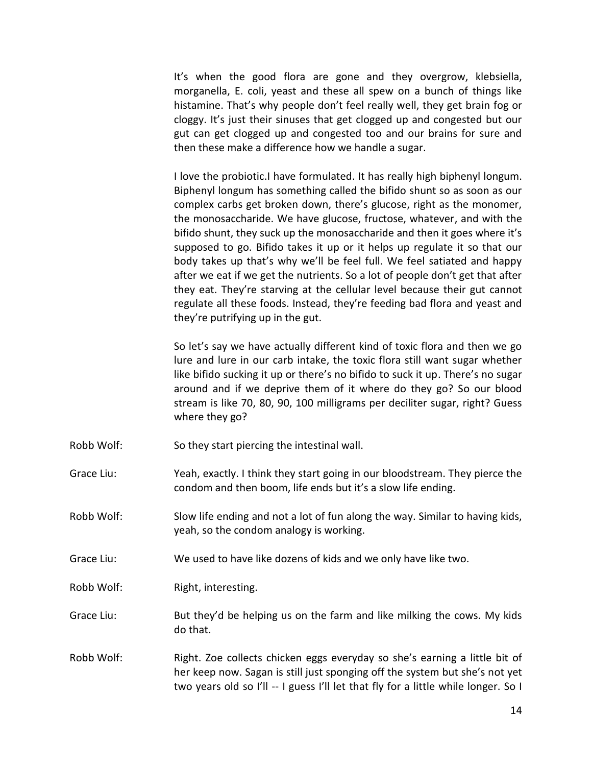It's when the good flora are gone and they overgrow, klebsiella, morganella, E. coli, yeast and these all spew on a bunch of things like histamine. That's why people don't feel really well, they get brain fog or cloggy. It's just their sinuses that get clogged up and congested but our gut can get clogged up and congested too and our brains for sure and then these make a difference how we handle a sugar.

I love the probiotic.I have formulated. It has really high biphenyl longum. Biphenyl longum has something called the bifido shunt so as soon as our complex carbs get broken down, there's glucose, right as the monomer, the monosaccharide. We have glucose, fructose, whatever, and with the bifido shunt, they suck up the monosaccharide and then it goes where it's supposed to go. Bifido takes it up or it helps up regulate it so that our body takes up that's why we'll be feel full. We feel satiated and happy after we eat if we get the nutrients. So a lot of people don't get that after they eat. They're starving at the cellular level because their gut cannot regulate all these foods. Instead, they're feeding bad flora and yeast and they're putrifying up in the gut.

So let's say we have actually different kind of toxic flora and then we go lure and lure in our carb intake, the toxic flora still want sugar whether like bifido sucking it up or there's no bifido to suck it up. There's no sugar around and if we deprive them of it where do they go? So our blood stream is like 70, 80, 90, 100 milligrams per deciliter sugar, right? Guess where they go?

Robb Wolf: So they start piercing the intestinal wall.

Grace Liu: Yeah, exactly. I think they start going in our bloodstream. They pierce the condom and then boom, life ends but it's a slow life ending.

Robb Wolf: Slow life ending and not a lot of fun along the way. Similar to having kids, yeah, so the condom analogy is working.

Grace Liu: We used to have like dozens of kids and we only have like two.

Robb Wolf: Right, interesting.

Grace Liu: But they'd be helping us on the farm and like milking the cows. My kids do that.

Robb Wolf: Right. Zoe collects chicken eggs everyday so she's earning a little bit of her keep now. Sagan is still just sponging off the system but she's not yet two years old so I'll -- I guess I'll let that fly for a little while longer. So I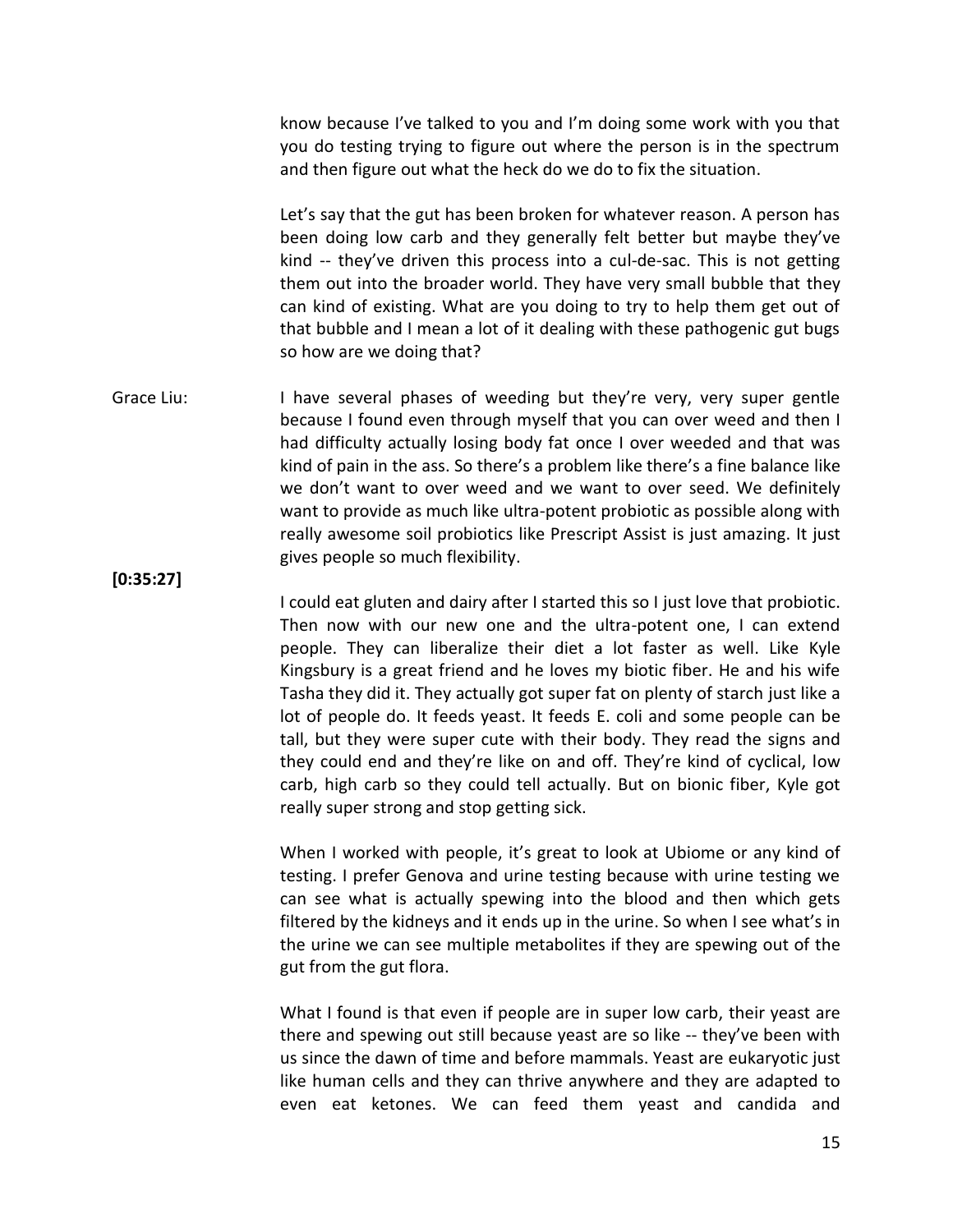know because I've talked to you and I'm doing some work with you that you do testing trying to figure out where the person is in the spectrum and then figure out what the heck do we do to fix the situation.

Let's say that the gut has been broken for whatever reason. A person has been doing low carb and they generally felt better but maybe they've kind -- they've driven this process into a cul-de-sac. This is not getting them out into the broader world. They have very small bubble that they can kind of existing. What are you doing to try to help them get out of that bubble and I mean a lot of it dealing with these pathogenic gut bugs so how are we doing that?

Grace Liu: I have several phases of weeding but they're very, very super gentle because I found even through myself that you can over weed and then I had difficulty actually losing body fat once I over weeded and that was kind of pain in the ass. So there's a problem like there's a fine balance like we don't want to over weed and we want to over seed. We definitely want to provide as much like ultra-potent probiotic as possible along with really awesome soil probiotics like Prescript Assist is just amazing. It just gives people so much flexibility.

**[0:35:27]**

I could eat gluten and dairy after I started this so I just love that probiotic. Then now with our new one and the ultra-potent one, I can extend people. They can liberalize their diet a lot faster as well. Like Kyle Kingsbury is a great friend and he loves my biotic fiber. He and his wife Tasha they did it. They actually got super fat on plenty of starch just like a lot of people do. It feeds yeast. It feeds E. coli and some people can be tall, but they were super cute with their body. They read the signs and they could end and they're like on and off. They're kind of cyclical, low carb, high carb so they could tell actually. But on bionic fiber, Kyle got really super strong and stop getting sick.

When I worked with people, it's great to look at Ubiome or any kind of testing. I prefer Genova and urine testing because with urine testing we can see what is actually spewing into the blood and then which gets filtered by the kidneys and it ends up in the urine. So when I see what's in the urine we can see multiple metabolites if they are spewing out of the gut from the gut flora.

What I found is that even if people are in super low carb, their yeast are there and spewing out still because yeast are so like -- they've been with us since the dawn of time and before mammals. Yeast are eukaryotic just like human cells and they can thrive anywhere and they are adapted to even eat ketones. We can feed them yeast and candida and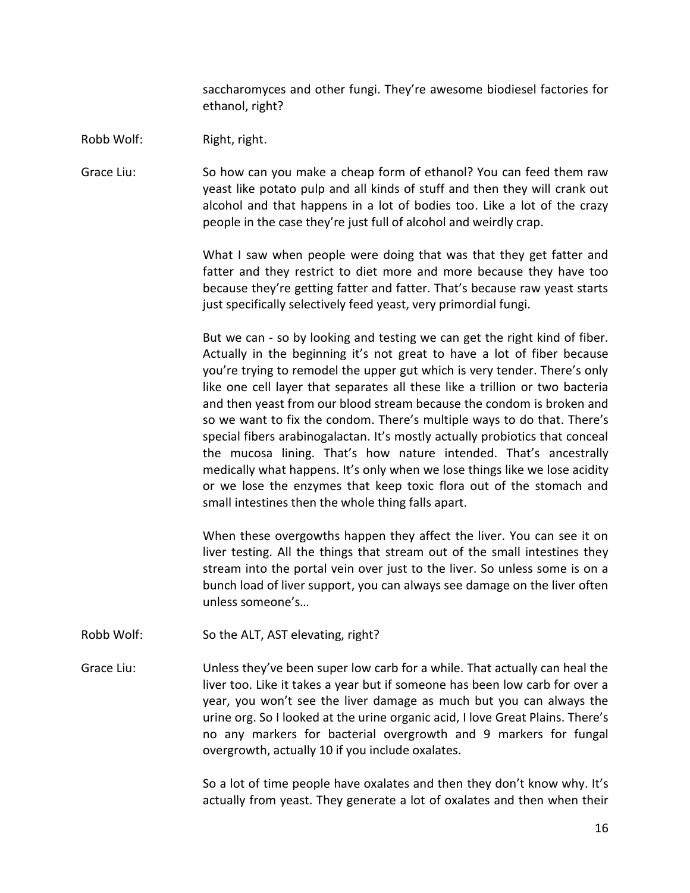saccharomyces and other fungi. They're awesome biodiesel factories for ethanol, right?

Robb Wolf: Right, right.

Grace Liu: So how can you make a cheap form of ethanol? You can feed them raw yeast like potato pulp and all kinds of stuff and then they will crank out alcohol and that happens in a lot of bodies too. Like a lot of the crazy people in the case they're just full of alcohol and weirdly crap.

What I saw when people were doing that was that they get fatter and fatter and they restrict to diet more and more because they have too because they're getting fatter and fatter. That's because raw yeast starts just specifically selectively feed yeast, very primordial fungi.

But we can - so by looking and testing we can get the right kind of fiber. Actually in the beginning it's not great to have a lot of fiber because you're trying to remodel the upper gut which is very tender. There's only like one cell layer that separates all these like a trillion or two bacteria and then yeast from our blood stream because the condom is broken and so we want to fix the condom. There's multiple ways to do that. There's special fibers arabinogalactan. It's mostly actually probiotics that conceal the mucosa lining. That's how nature intended. That's ancestrally medically what happens. It's only when we lose things like we lose acidity or we lose the enzymes that keep toxic flora out of the stomach and small intestines then the whole thing falls apart.

When these overgowths happen they affect the liver. You can see it on liver testing. All the things that stream out of the small intestines they stream into the portal vein over just to the liver. So unless some is on a bunch load of liver support, you can always see damage on the liver often unless someone's…

Robb Wolf: So the ALT, AST elevating, right?

Grace Liu: Unless they've been super low carb for a while. That actually can heal the liver too. Like it takes a year but if someone has been low carb for over a year, you won't see the liver damage as much but you can always the urine org. So I looked at the urine organic acid, I love Great Plains. There's no any markers for bacterial overgrowth and 9 markers for fungal overgrowth, actually 10 if you include oxalates.

So a lot of time people have oxalates and then they don't know why. It's actually from yeast. They generate a lot of oxalates and then when their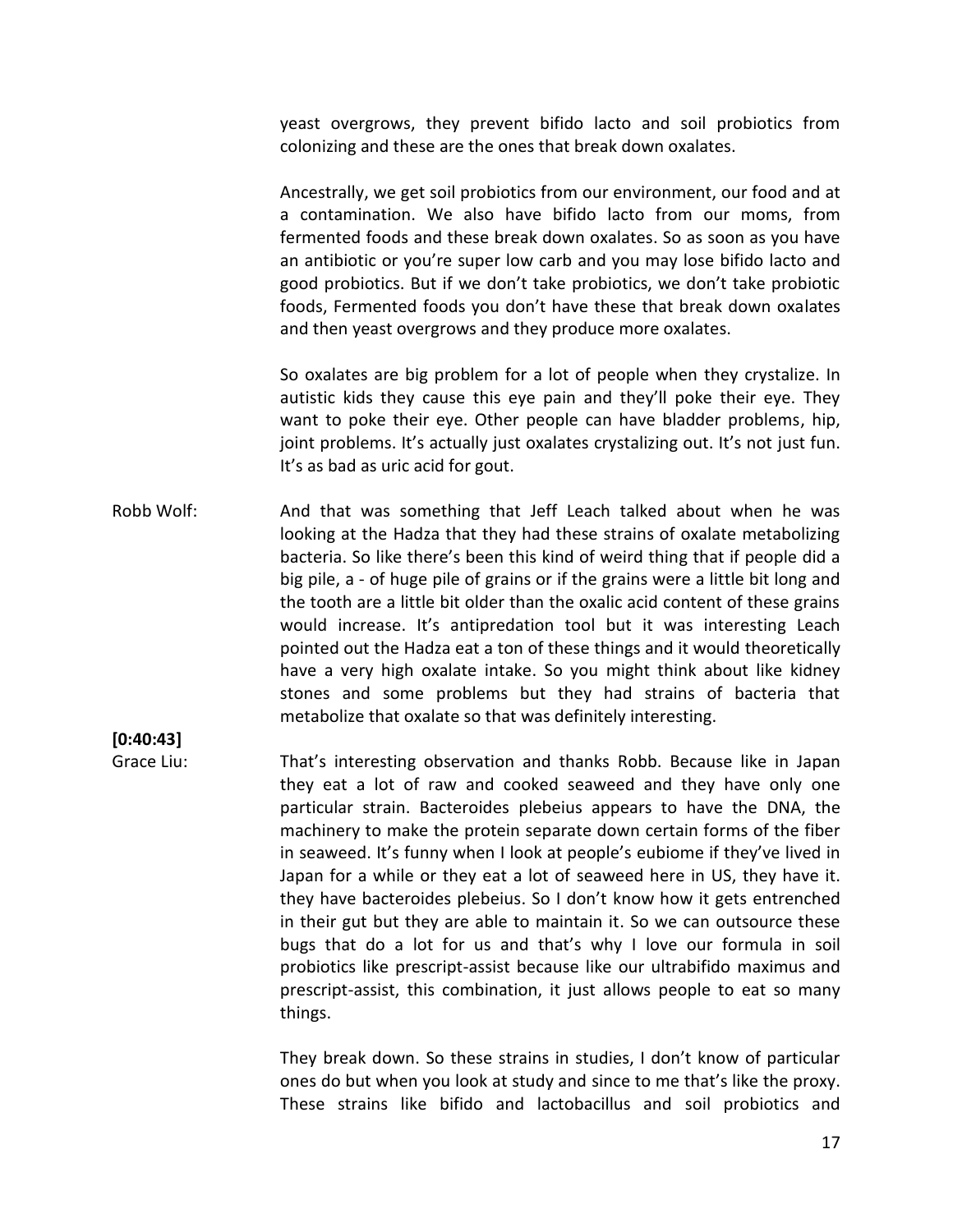yeast overgrows, they prevent bifido lacto and soil probiotics from colonizing and these are the ones that break down oxalates.

Ancestrally, we get soil probiotics from our environment, our food and at a contamination. We also have bifido lacto from our moms, from fermented foods and these break down oxalates. So as soon as you have an antibiotic or you're super low carb and you may lose bifido lacto and good probiotics. But if we don't take probiotics, we don't take probiotic foods, Fermented foods you don't have these that break down oxalates and then yeast overgrows and they produce more oxalates.

So oxalates are big problem for a lot of people when they crystalize. In autistic kids they cause this eye pain and they'll poke their eye. They want to poke their eye. Other people can have bladder problems, hip, joint problems. It's actually just oxalates crystalizing out. It's not just fun. It's as bad as uric acid for gout.

Robb Wolf: And that was something that Jeff Leach talked about when he was looking at the Hadza that they had these strains of oxalate metabolizing bacteria. So like there's been this kind of weird thing that if people did a big pile, a - of huge pile of grains or if the grains were a little bit long and the tooth are a little bit older than the oxalic acid content of these grains would increase. It's antipredation tool but it was interesting Leach pointed out the Hadza eat a ton of these things and it would theoretically have a very high oxalate intake. So you might think about like kidney stones and some problems but they had strains of bacteria that metabolize that oxalate so that was definitely interesting.

**[0:40:43]**

Grace Liu: That's interesting observation and thanks Robb. Because like in Japan they eat a lot of raw and cooked seaweed and they have only one particular strain. Bacteroides plebeius appears to have the DNA, the machinery to make the protein separate down certain forms of the fiber in seaweed. It's funny when I look at people's eubiome if they've lived in Japan for a while or they eat a lot of seaweed here in US, they have it. they have bacteroides plebeius. So I don't know how it gets entrenched in their gut but they are able to maintain it. So we can outsource these bugs that do a lot for us and that's why I love our formula in soil probiotics like prescript-assist because like our ultrabifido maximus and prescript-assist, this combination, it just allows people to eat so many things.

They break down. So these strains in studies, I don't know of particular ones do but when you look at study and since to me that's like the proxy. These strains like bifido and lactobacillus and soil probiotics and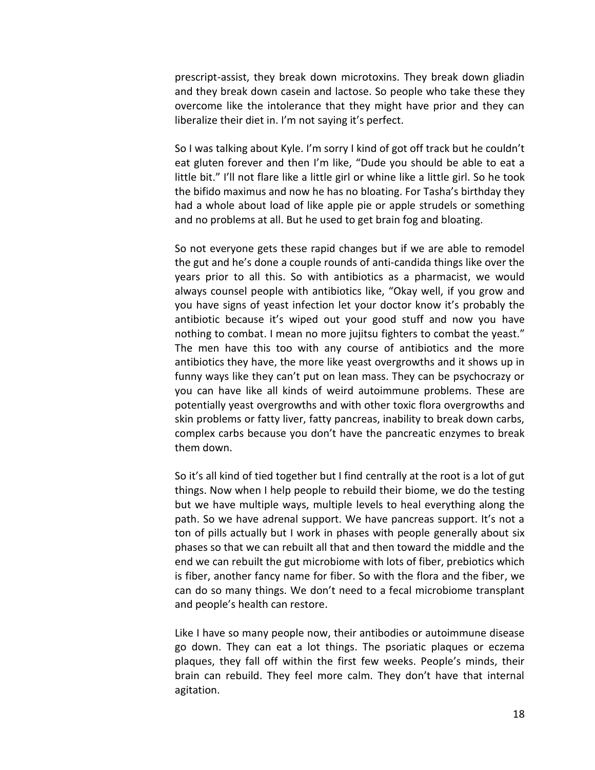prescript-assist, they break down microtoxins. They break down gliadin and they break down casein and lactose. So people who take these they overcome like the intolerance that they might have prior and they can liberalize their diet in. I'm not saying it's perfect.

So I was talking about Kyle. I'm sorry I kind of got off track but he couldn't eat gluten forever and then I'm like, "Dude you should be able to eat a little bit." I'll not flare like a little girl or whine like a little girl. So he took the bifido maximus and now he has no bloating. For Tasha's birthday they had a whole about load of like apple pie or apple strudels or something and no problems at all. But he used to get brain fog and bloating.

So not everyone gets these rapid changes but if we are able to remodel the gut and he's done a couple rounds of anti-candida things like over the years prior to all this. So with antibiotics as a pharmacist, we would always counsel people with antibiotics like, "Okay well, if you grow and you have signs of yeast infection let your doctor know it's probably the antibiotic because it's wiped out your good stuff and now you have nothing to combat. I mean no more jujitsu fighters to combat the yeast." The men have this too with any course of antibiotics and the more antibiotics they have, the more like yeast overgrowths and it shows up in funny ways like they can't put on lean mass. They can be psychocrazy or you can have like all kinds of weird autoimmune problems. These are potentially yeast overgrowths and with other toxic flora overgrowths and skin problems or fatty liver, fatty pancreas, inability to break down carbs, complex carbs because you don't have the pancreatic enzymes to break them down.

So it's all kind of tied together but I find centrally at the root is a lot of gut things. Now when I help people to rebuild their biome, we do the testing but we have multiple ways, multiple levels to heal everything along the path. So we have adrenal support. We have pancreas support. It's not a ton of pills actually but I work in phases with people generally about six phases so that we can rebuilt all that and then toward the middle and the end we can rebuilt the gut microbiome with lots of fiber, prebiotics which is fiber, another fancy name for fiber. So with the flora and the fiber, we can do so many things. We don't need to a fecal microbiome transplant and people's health can restore.

Like I have so many people now, their antibodies or autoimmune disease go down. They can eat a lot things. The psoriatic plaques or eczema plaques, they fall off within the first few weeks. People's minds, their brain can rebuild. They feel more calm. They don't have that internal agitation.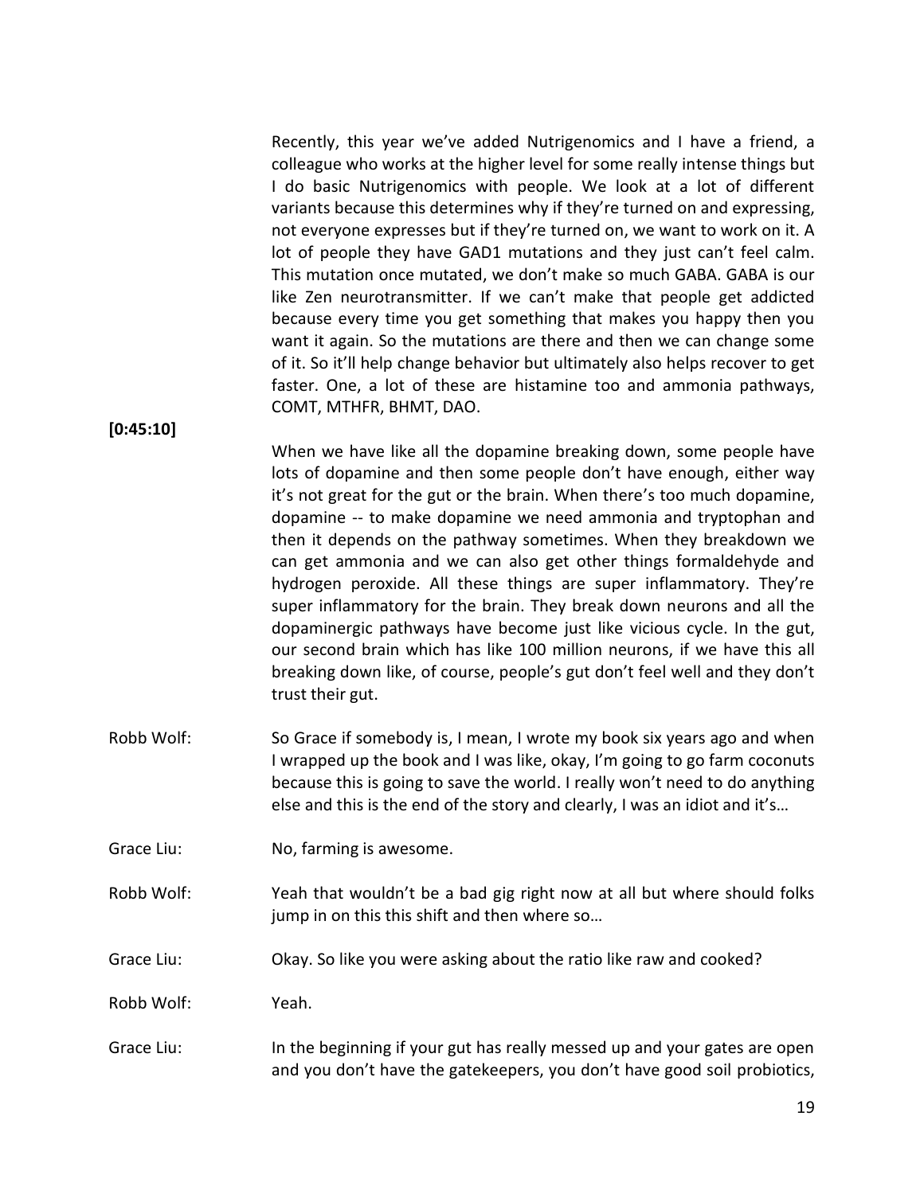Recently, this year we've added Nutrigenomics and I have a friend, a colleague who works at the higher level for some really intense things but I do basic Nutrigenomics with people. We look at a lot of different variants because this determines why if they're turned on and expressing, not everyone expresses but if they're turned on, we want to work on it. A lot of people they have GAD1 mutations and they just can't feel calm. This mutation once mutated, we don't make so much GABA. GABA is our like Zen neurotransmitter. If we can't make that people get addicted because every time you get something that makes you happy then you want it again. So the mutations are there and then we can change some of it. So it'll help change behavior but ultimately also helps recover to get faster. One, a lot of these are histamine too and ammonia pathways, COMT, MTHFR, BHMT, DAO.

**[0:45:10]**

When we have like all the dopamine breaking down, some people have lots of dopamine and then some people don't have enough, either way it's not great for the gut or the brain. When there's too much dopamine, dopamine -- to make dopamine we need ammonia and tryptophan and then it depends on the pathway sometimes. When they breakdown we can get ammonia and we can also get other things formaldehyde and hydrogen peroxide. All these things are super inflammatory. They're super inflammatory for the brain. They break down neurons and all the dopaminergic pathways have become just like vicious cycle. In the gut, our second brain which has like 100 million neurons, if we have this all breaking down like, of course, people's gut don't feel well and they don't trust their gut.

Robb Wolf: So Grace if somebody is, I mean, I wrote my book six years ago and when I wrapped up the book and I was like, okay, I'm going to go farm coconuts because this is going to save the world. I really won't need to do anything else and this is the end of the story and clearly, I was an idiot and it's…

Grace Liu: No, farming is awesome.

Robb Wolf: Yeah that wouldn't be a bad gig right now at all but where should folks jump in on this this shift and then where so…

Grace Liu: Okay. So like you were asking about the ratio like raw and cooked?

Robb Wolf: Yeah.

Grace Liu: In the beginning if your gut has really messed up and your gates are open and you don't have the gatekeepers, you don't have good soil probiotics,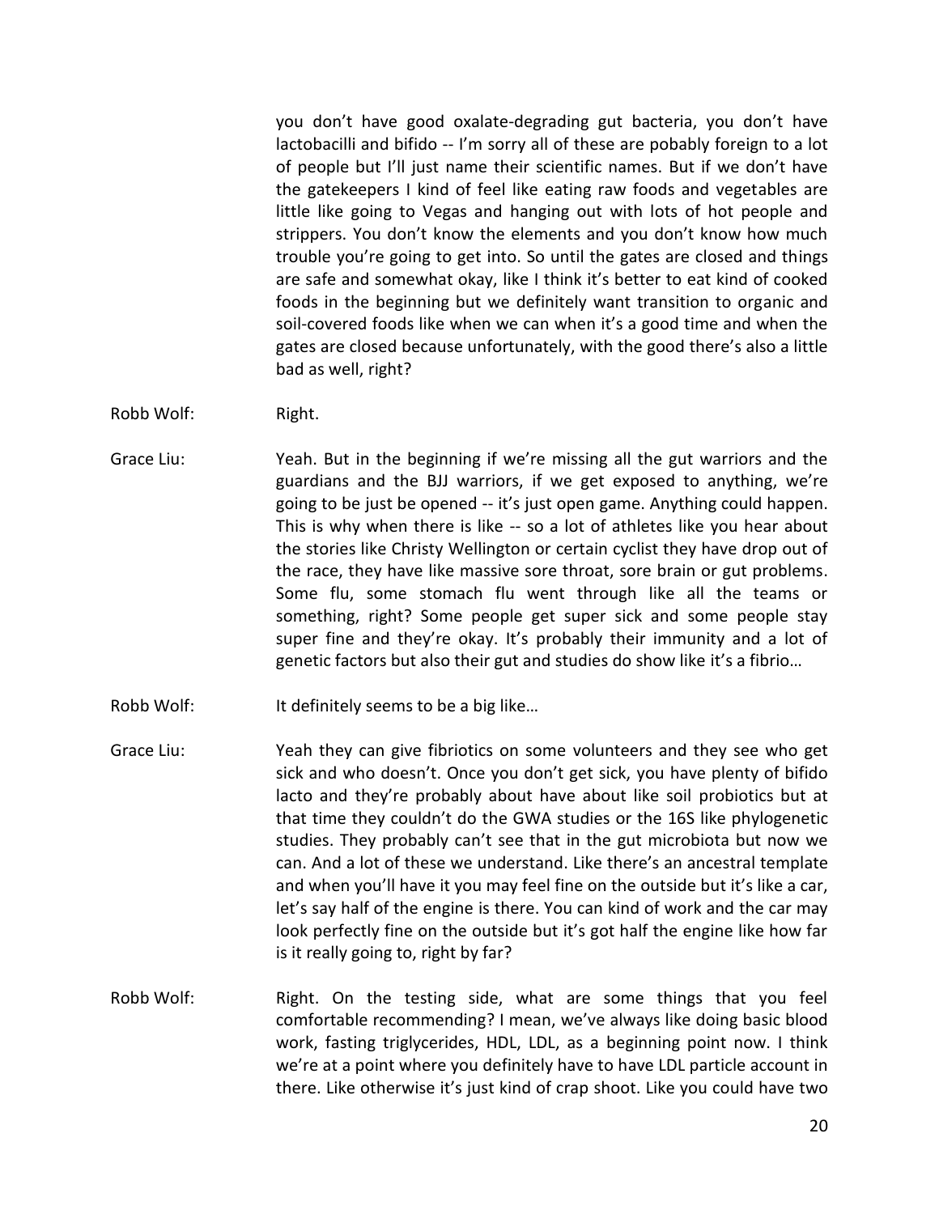you don't have good oxalate-degrading gut bacteria, you don't have lactobacilli and bifido -- I'm sorry all of these are pobably foreign to a lot of people but I'll just name their scientific names. But if we don't have the gatekeepers I kind of feel like eating raw foods and vegetables are little like going to Vegas and hanging out with lots of hot people and strippers. You don't know the elements and you don't know how much trouble you're going to get into. So until the gates are closed and things are safe and somewhat okay, like I think it's better to eat kind of cooked foods in the beginning but we definitely want transition to organic and soil-covered foods like when we can when it's a good time and when the gates are closed because unfortunately, with the good there's also a little bad as well, right?

Robb Wolf: Right.

Grace Liu: Yeah. But in the beginning if we're missing all the gut warriors and the guardians and the BJJ warriors, if we get exposed to anything, we're going to be just be opened -- it's just open game. Anything could happen. This is why when there is like -- so a lot of athletes like you hear about the stories like Christy Wellington or certain cyclist they have drop out of the race, they have like massive sore throat, sore brain or gut problems. Some flu, some stomach flu went through like all the teams or something, right? Some people get super sick and some people stay super fine and they're okay. It's probably their immunity and a lot of genetic factors but also their gut and studies do show like it's a fibrio…

Robb Wolf: It definitely seems to be a big like…

Grace Liu: Yeah they can give fibriotics on some volunteers and they see who get sick and who doesn't. Once you don't get sick, you have plenty of bifido lacto and they're probably about have about like soil probiotics but at that time they couldn't do the GWA studies or the 16S like phylogenetic studies. They probably can't see that in the gut microbiota but now we can. And a lot of these we understand. Like there's an ancestral template and when you'll have it you may feel fine on the outside but it's like a car, let's say half of the engine is there. You can kind of work and the car may look perfectly fine on the outside but it's got half the engine like how far is it really going to, right by far?

Robb Wolf: Right. On the testing side, what are some things that you feel comfortable recommending? I mean, we've always like doing basic blood work, fasting triglycerides, HDL, LDL, as a beginning point now. I think we're at a point where you definitely have to have LDL particle account in there. Like otherwise it's just kind of crap shoot. Like you could have two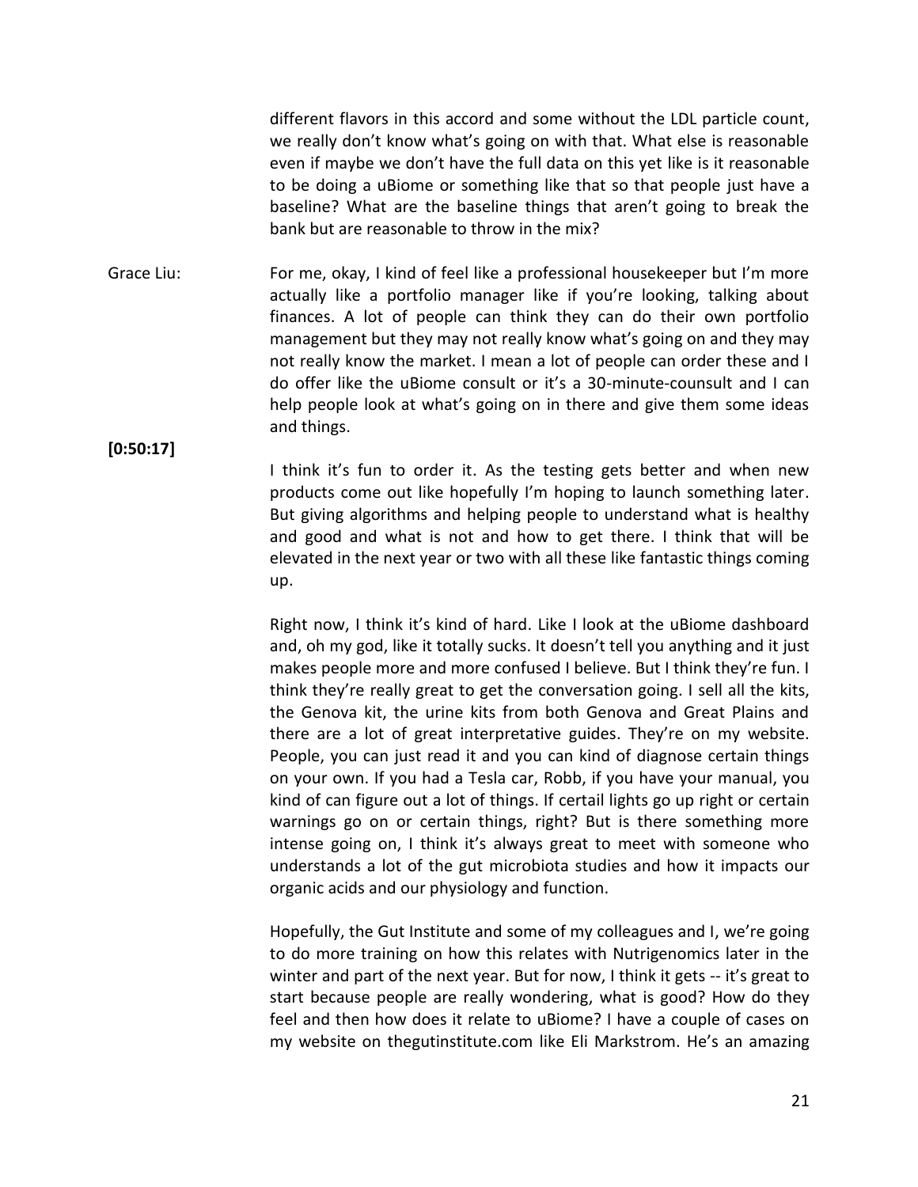different flavors in this accord and some without the LDL particle count, we really don't know what's going on with that. What else is reasonable even if maybe we don't have the full data on this yet like is it reasonable to be doing a uBiome or something like that so that people just have a baseline? What are the baseline things that aren't going to break the bank but are reasonable to throw in the mix?

Grace Liu: For me, okay, I kind of feel like a professional housekeeper but I'm more actually like a portfolio manager like if you're looking, talking about finances. A lot of people can think they can do their own portfolio management but they may not really know what's going on and they may not really know the market. I mean a lot of people can order these and I do offer like the uBiome consult or it's a 30-minute-counsult and I can help people look at what's going on in there and give them some ideas and things.

**[0:50:17]**

I think it's fun to order it. As the testing gets better and when new products come out like hopefully I'm hoping to launch something later. But giving algorithms and helping people to understand what is healthy and good and what is not and how to get there. I think that will be elevated in the next year or two with all these like fantastic things coming up.

Right now, I think it's kind of hard. Like I look at the uBiome dashboard and, oh my god, like it totally sucks. It doesn't tell you anything and it just makes people more and more confused I believe. But I think they're fun. I think they're really great to get the conversation going. I sell all the kits, the Genova kit, the urine kits from both Genova and Great Plains and there are a lot of great interpretative guides. They're on my website. People, you can just read it and you can kind of diagnose certain things on your own. If you had a Tesla car, Robb, if you have your manual, you kind of can figure out a lot of things. If certail lights go up right or certain warnings go on or certain things, right? But is there something more intense going on, I think it's always great to meet with someone who understands a lot of the gut microbiota studies and how it impacts our organic acids and our physiology and function.

Hopefully, the Gut Institute and some of my colleagues and I, we're going to do more training on how this relates with Nutrigenomics later in the winter and part of the next year. But for now, I think it gets -- it's great to start because people are really wondering, what is good? How do they feel and then how does it relate to uBiome? I have a couple of cases on my website on thegutinstitute.com like Eli Markstrom. He's an amazing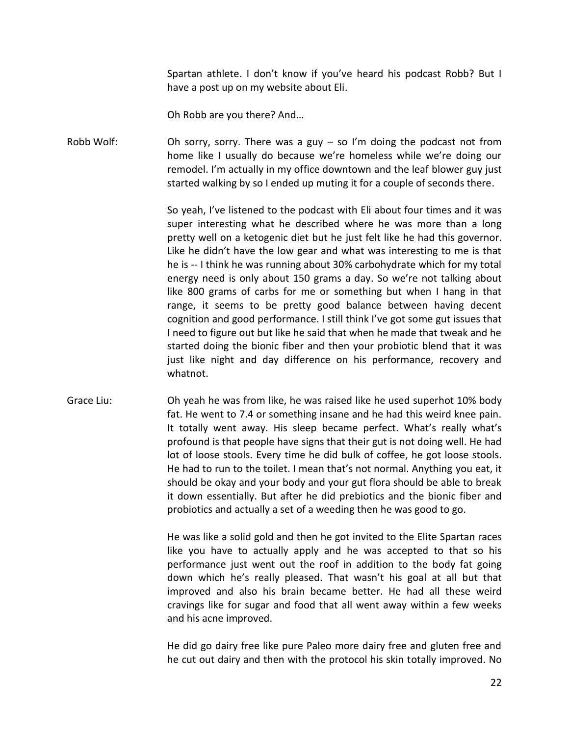Spartan athlete. I don't know if you've heard his podcast Robb? But I have a post up on my website about Eli.

Oh Robb are you there? And…

**Robb Wolf:** Oh sorry, sorry. There was a guy – so I'm doing the podcast not from home like I usually do because we're homeless while we're doing our remodel. I'm actually in my office downtown and the leaf blower guy just started walking by so I ended up muting it for a couple of seconds there.

So yeah, I've listened to the podcast with Eli about four times and it was super interesting what he described where he was more than a long pretty well on a ketogenic diet but he just felt like he had this governor. Like he didn't have the low gear and what was interesting to me is that he is -- I think he was running about 30% carbohydrate which for my total energy need is only about 150 grams a day. So we're not talking about like 800 grams of carbs for me or something but when I hang in that range, it seems to be pretty good balance between having decent cognition and good performance. I still think I've got some gut issues that I need to figure out but like he said that when he made that tweak and he started doing the bionic fiber and then your probiotic blend that it was just like night and day difference on his performance, recovery and whatnot.

**Grace Liu:** Oh yeah he was from like, he was raised like he used superhot 10% body fat. He went to 7.4 or something insane and he had this weird knee pain. It totally went away. His sleep became perfect. What's really what's profound is that people have signs that their gut is not doing well. He had lot of loose stools. Every time he did bulk of coffee, he got loose stools. He had to run to the toilet. I mean that's not normal. Anything you eat, it should be okay and your body and your gut flora should be able to break it down essentially. But after he did prebiotics and the bionic fiber and probiotics and actually a set of a weeding then he was good to go.

He was like a solid gold and then he got invited to the Elite Spartan races like you have to actually apply and he was accepted to that so his performance just went out the roof in addition to the body fat going down which he's really pleased. That wasn't his goal at all but that improved and also his brain became better. He had all these weird cravings like for sugar and food that all went away within a few weeks and his acne improved.

He did go dairy free like pure Paleo more dairy free and gluten free and he cut out dairy and then with the protocol his skin totally improved. No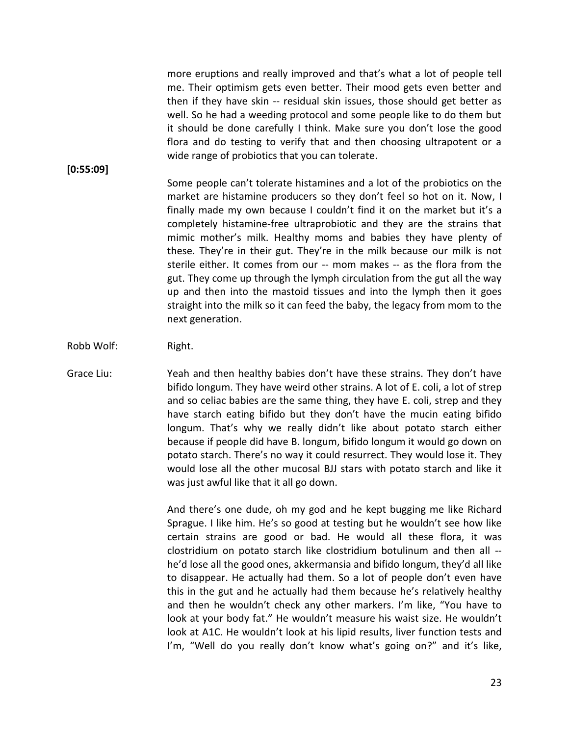more eruptions and really improved and that's what a lot of people tell me. Their optimism gets even better. Their mood gets even better and then if they have skin -- residual skin issues, those should get better as well. So he had a weeding protocol and some people like to do them but it should be done carefully I think. Make sure you don't lose the good flora and do testing to verify that and then choosing ultrapotent or a wide range of probiotics that you can tolerate.

**[0:55:09]**

Some people can't tolerate histamines and a lot of the probiotics on the market are histamine producers so they don't feel so hot on it. Now, I finally made my own because I couldn't find it on the market but it's a completely histamine-free ultraprobiotic and they are the strains that mimic mother's milk. Healthy moms and babies they have plenty of these. They're in their gut. They're in the milk because our milk is not sterile either. It comes from our -- mom makes -- as the flora from the gut. They come up through the lymph circulation from the gut all the way up and then into the mastoid tissues and into the lymph then it goes straight into the milk so it can feed the baby, the legacy from mom to the next generation.

Robb Wolf: Right.

Grace Liu: Yeah and then healthy babies don't have these strains. They don't have bifido longum. They have weird other strains. A lot of E. coli, a lot of strep and so celiac babies are the same thing, they have E. coli, strep and they have starch eating bifido but they don't have the mucin eating bifido longum. That's why we really didn't like about potato starch either because if people did have B. longum, bifido longum it would go down on potato starch. There's no way it could resurrect. They would lose it. They would lose all the other mucosal BJJ stars with potato starch and like it was just awful like that it all go down.

And there's one dude, oh my god and he kept bugging me like Richard Sprague. I like him. He's so good at testing but he wouldn't see how like certain strains are good or bad. He would all these flora, it was clostridium on potato starch like clostridium botulinum and then all -- he'd lose all the good ones, akkermansia and bifido longum, they'd all like to disappear. He actually had them. So a lot of people don't even have this in the gut and he actually had them because he's relatively healthy and then he wouldn't check any other markers. I'm like, "You have to look at your body fat." He wouldn't measure his waist size. He wouldn't look at A1C. He wouldn't look at his lipid results, liver function tests and I'm, "Well do you really don't know what's going on?" and it's like,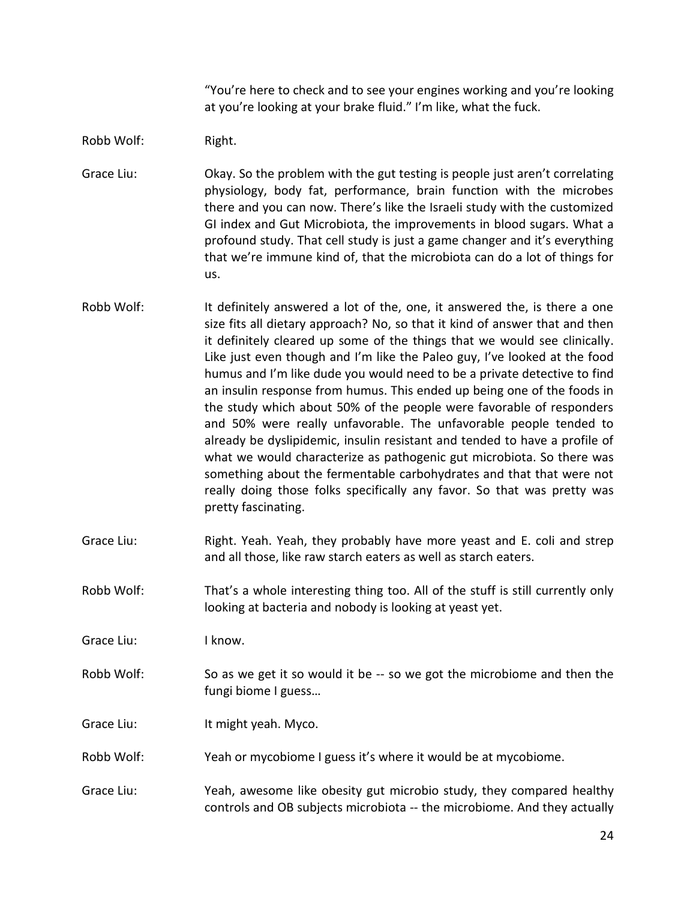"You're here to check and to see your engines working and you're looking at you're looking at your brake fluid." I'm like, what the fuck.

Robb Wolf: Right.

Grace Liu: Okay. So the problem with the gut testing is people just aren't correlating physiology, body fat, performance, brain function with the microbes there and you can now. There's like the Israeli study with the customized GI index and Gut Microbiota, the improvements in blood sugars. What a profound study. That cell study is just a game changer and it's everything that we're immune kind of, that the microbiota can do a lot of things for us.

Robb Wolf: It definitely answered a lot of the, one, it answered the, is there a one size fits all dietary approach? No, so that it kind of answer that and then it definitely cleared up some of the things that we would see clinically. Like just even though and I'm like the Paleo guy, I've looked at the food humus and I'm like dude you would need to be a private detective to find an insulin response from humus. This ended up being one of the foods in the study which about 50% of the people were favorable of responders and 50% were really unfavorable. The unfavorable people tended to already be dyslipidemic, insulin resistant and tended to have a profile of what we would characterize as pathogenic gut microbiota. So there was something about the fermentable carbohydrates and that that were not really doing those folks specifically any favor. So that was pretty was pretty fascinating.

Grace Liu: Right. Yeah. Yeah, they probably have more yeast and E. coli and strep and all those, like raw starch eaters as well as starch eaters.

Robb Wolf: That's a whole interesting thing too. All of the stuff is still currently only looking at bacteria and nobody is looking at yeast yet.

Grace Liu: I know.

Robb Wolf: So as we get it so would it be -- so we got the microbiome and then the fungi biome I guess…

Grace Liu: It might yeah. Myco.

Robb Wolf: Yeah or mycobiome I guess it's where it would be at mycobiome.

Grace Liu: Yeah, awesome like obesity gut microbio study, they compared healthy controls and OB subjects microbiota -- the microbiome. And they actually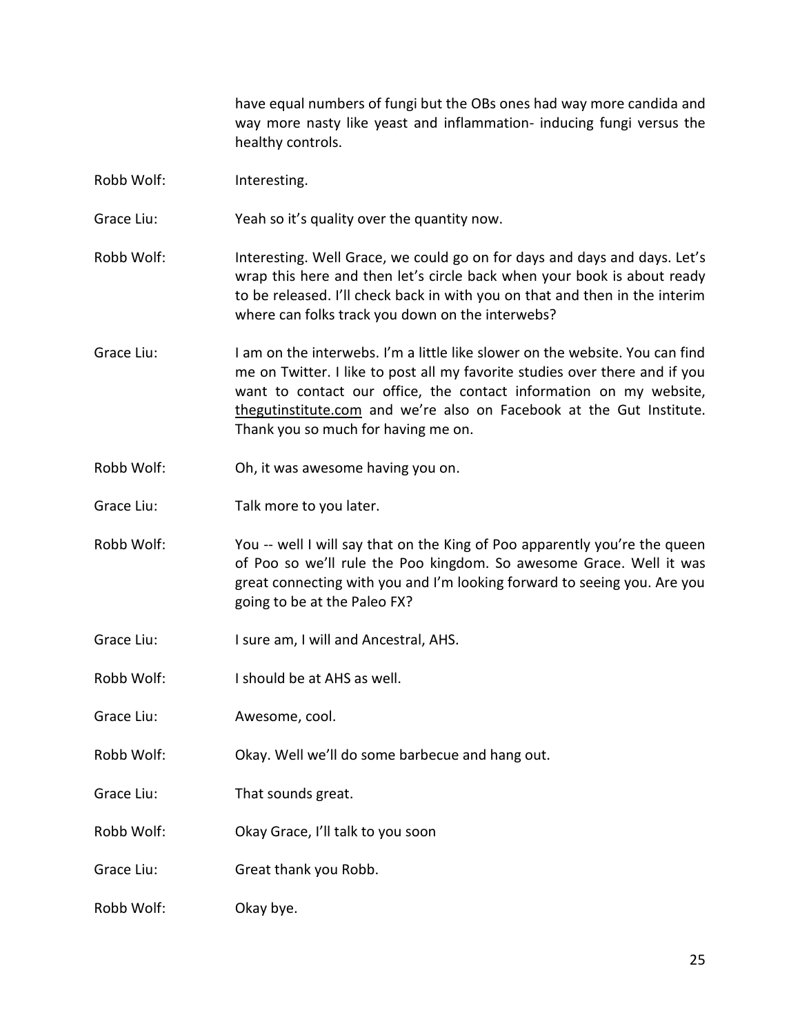have equal numbers of fungi but the OBs ones had way more candida and way more nasty like yeast and inflammation- inducing fungi versus the healthy controls.

**Robb Wolf:** Interesting.

**Grace Liu:** Yeah so it's quality over the quantity now.

**Robb Wolf:** Interesting. Well Grace, we could go on for days and days and days. Let's wrap this here and then let's circle back when your book is about ready to be released. I'll check back in with you on that and then in the interim where can folks track you down on the interwebs?

**Grace Liu:** I am on the interwebs. I'm a little like slower on the website. You can find me on Twitter. I like to post all my favorite studies over there and if you want to contact our office, the contact information on my website, thegutinstitute.com and we're also on Facebook at the Gut Institute. Thank you so much for having me on.

**Robb Wolf:** Oh, it was awesome having you on.

**Grace Liu:** Talk more to you later.

**Robb Wolf:** You -- well I will say that on the King of Poo apparently you're the queen of Poo so we'll rule the Poo kingdom. So awesome Grace. Well it was great connecting with you and I'm looking forward to seeing you. Are you going to be at the Paleo FX?

**Grace Liu:** I sure am, I will and Ancestral, AHS.

**Robb Wolf:** I should be at AHS as well.

**Grace Liu:** Awesome, cool.

**Robb Wolf:** Okay. Well we'll do some barbecue and hang out.

**Grace Liu:** That sounds great.

**Robb Wolf:** Okay Grace, I'll talk to you soon

**Grace Liu:** Great thank you Robb.

**Robb Wolf:** Okay bye.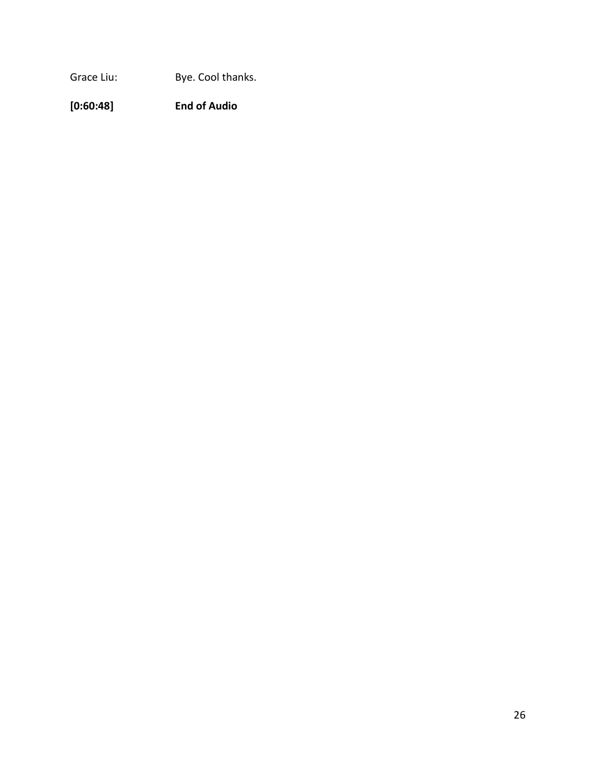Grace Liu: Bye. Cool thanks.

**[0:60:48] End of Audio**